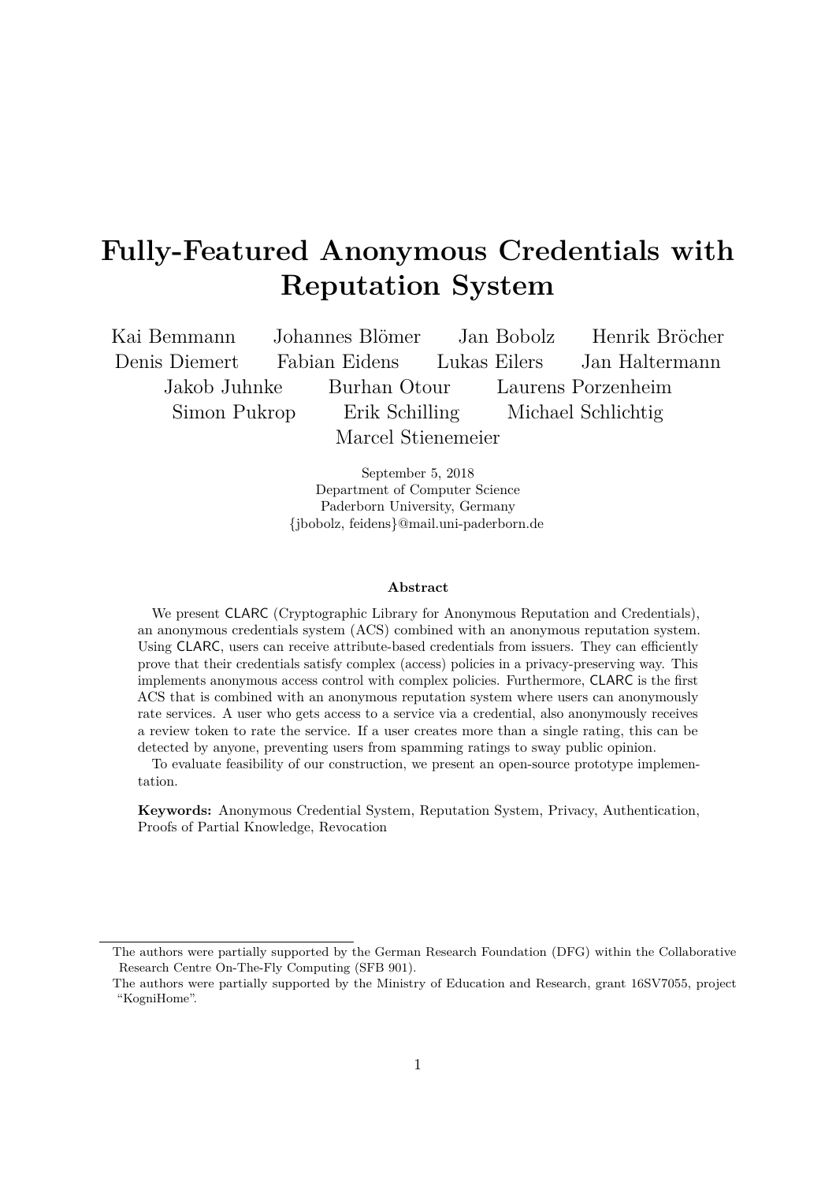# Fully-Featured Anonymous Credentials with Reputation System

Kai Bemmann   Johannes Blömer   Jan Bobolz   Henrik Bröcher
Denis Diemert   Fabian Eidens   Lukas Eilers   Jan Haltermann
Jakob Juhnke   Burhan Otour   Laurens Porzenheim
Simon Pukrop   Erik Schilling   Michael Schlichtig
Marcel Stienemeier

September 5, 2018
Department of Computer Science
Paderborn University, Germany
{jbobolz, feidens}@mail.uni-paderborn.de

**Abstract**

We present CLARC (Cryptographic Library for Anonymous Reputation and Credentials), an anonymous credentials system (ACS) combined with an anonymous reputation system. Using CLARC, users can receive attribute-based credentials from issuers. They can efficiently prove that their credentials satisfy complex (access) policies in a privacy-preserving way. This implements anonymous access control with complex policies. Furthermore, CLARC is the first ACS that is combined with an anonymous reputation system where users can anonymously rate services. A user who gets access to a service via a credential, also anonymously receives a review token to rate the service. If a user creates more than a single rating, this can be detected by anyone, preventing users from spamming ratings to sway public opinion.

To evaluate feasibility of our construction, we present an open-source prototype implementation.

**Keywords:** Anonymous Credential System, Reputation System, Privacy, Authentication, Proofs of Partial Knowledge, Revocation

---

The authors were partially supported by the German Research Foundation (DFG) within the Collaborative Research Centre On-The-Fly Computing (SFB 901).

The authors were partially supported by the Ministry of Education and Research, grant 16SV7055, project "KogniHome".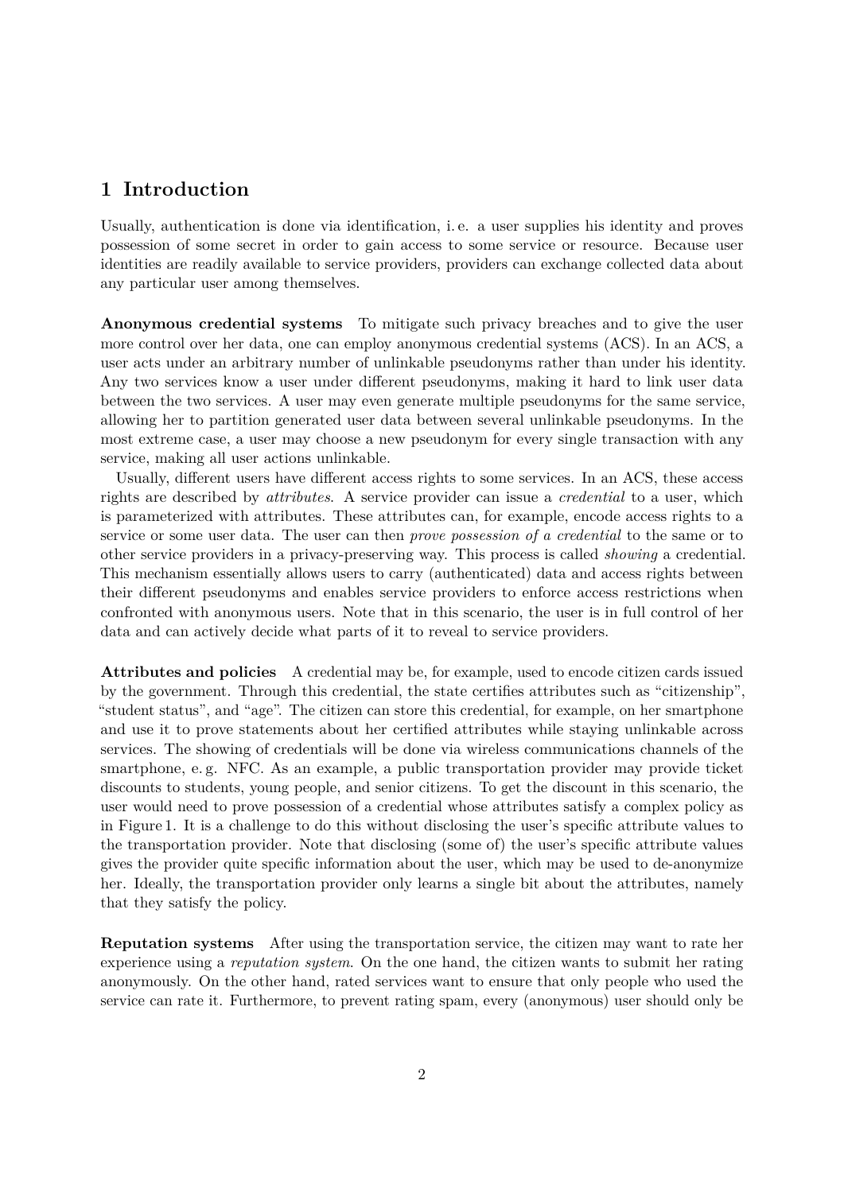## 1 Introduction

Usually, authentication is done via identification, i. e. a user supplies his identity and proves possession of some secret in order to gain access to some service or resource. Because user identities are readily available to service providers, providers can exchange collected data about any particular user among themselves.

**Anonymous credential systems** To mitigate such privacy breaches and to give the user more control over her data, one can employ anonymous credential systems (ACS). In an ACS, a user acts under an arbitrary number of unlinkable pseudonyms rather than under his identity. Any two services know a user under different pseudonyms, making it hard to link user data between the two services. A user may even generate multiple pseudonyms for the same service, allowing her to partition generated user data between several unlinkable pseudonyms. In the most extreme case, a user may choose a new pseudonym for every single transaction with any service, making all user actions unlinkable.

Usually, different users have different access rights to some services. In an ACS, these access rights are described by *attributes*. A service provider can issue a *credential* to a user, which is parameterized with attributes. These attributes can, for example, encode access rights to a service or some user data. The user can then *prove possession of a credential* to the same or to other service providers in a privacy-preserving way. This process is called *showing* a credential. This mechanism essentially allows users to carry (authenticated) data and access rights between their different pseudonyms and enables service providers to enforce access restrictions when confronted with anonymous users. Note that in this scenario, the user is in full control of her data and can actively decide what parts of it to reveal to service providers.

**Attributes and policies** A credential may be, for example, used to encode citizen cards issued by the government. Through this credential, the state certifies attributes such as "citizenship", "student status", and "age". The citizen can store this credential, for example, on her smartphone and use it to prove statements about her certified attributes while staying unlinkable across services. The showing of credentials will be done via wireless communications channels of the smartphone, e. g. NFC. As an example, a public transportation provider may provide ticket discounts to students, young people, and senior citizens. To get the discount in this scenario, the user would need to prove possession of a credential whose attributes satisfy a complex policy as in Figure 1. It is a challenge to do this without disclosing the user's specific attribute values to the transportation provider. Note that disclosing (some of) the user's specific attribute values gives the provider quite specific information about the user, which may be used to de-anonymize her. Ideally, the transportation provider only learns a single bit about the attributes, namely that they satisfy the policy.

**Reputation systems** After using the transportation service, the citizen may want to rate her experience using a *reputation system*. On the one hand, the citizen wants to submit her rating anonymously. On the other hand, rated services want to ensure that only people who used the service can rate it. Furthermore, to prevent rating spam, every (anonymous) user should only be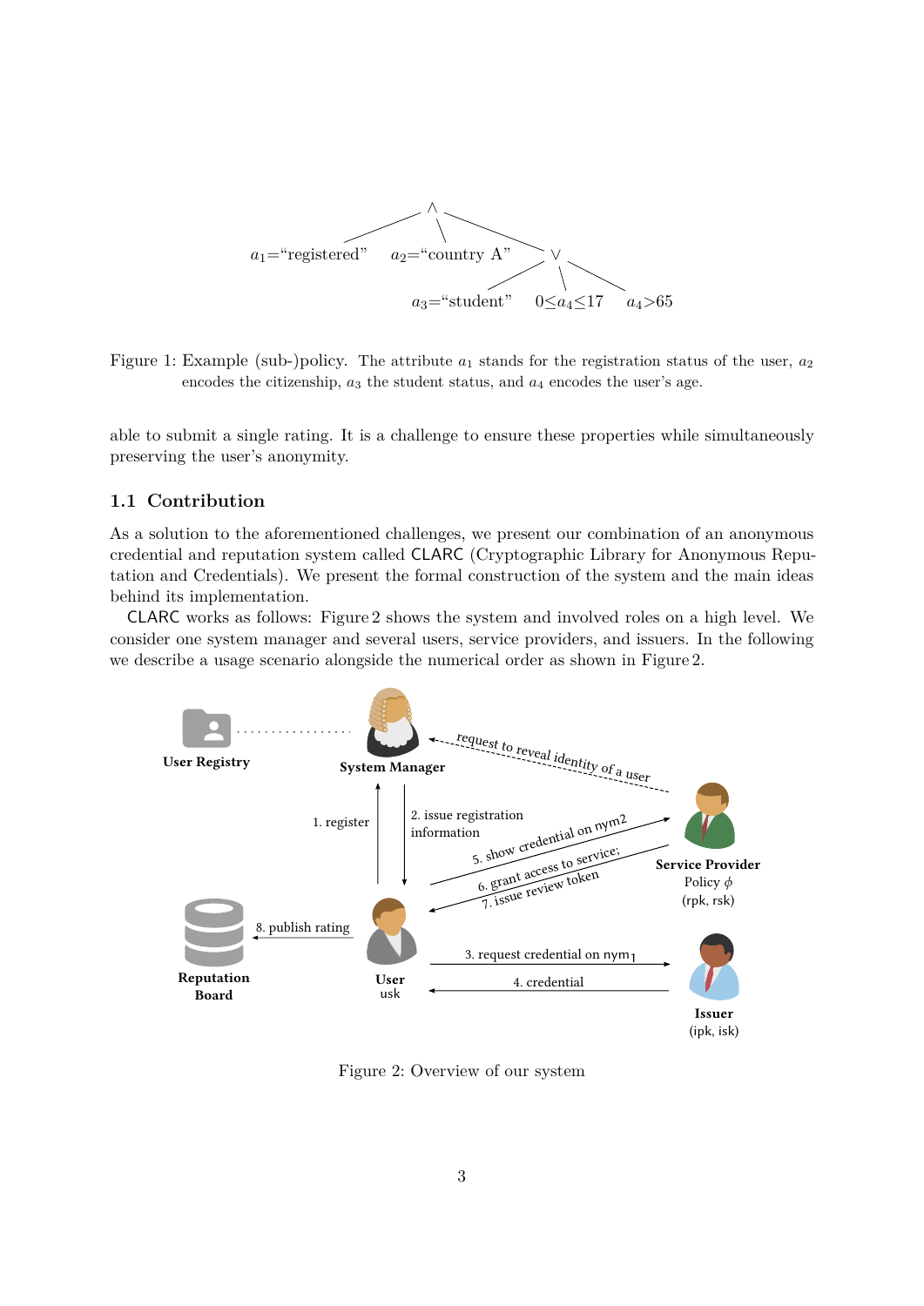Figure 1: Example (sub-)policy. The attribute $a_1$ stands for the registration status of the user, $a_2$ encodes the citizenship, $a_3$ the student status, and $a_4$ encodes the user's age.

able to submit a single rating. It is a challenge to ensure these properties while simultaneously preserving the user's anonymity.

## 1.1 Contribution

As a solution to the aforementioned challenges, we present our combination of an anonymous credential and reputation system called CLARC (Cryptographic Library for Anonymous Reputation and Credentials). We present the formal construction of the system and the main ideas behind its implementation.

CLARC works as follows: Figure 2 shows the system and involved roles on a high level. We consider one system manager and several users, service providers, and issuers. In the following we describe a usage scenario alongside the numerical order as shown in Figure 2.

Figure 2: Overview of our system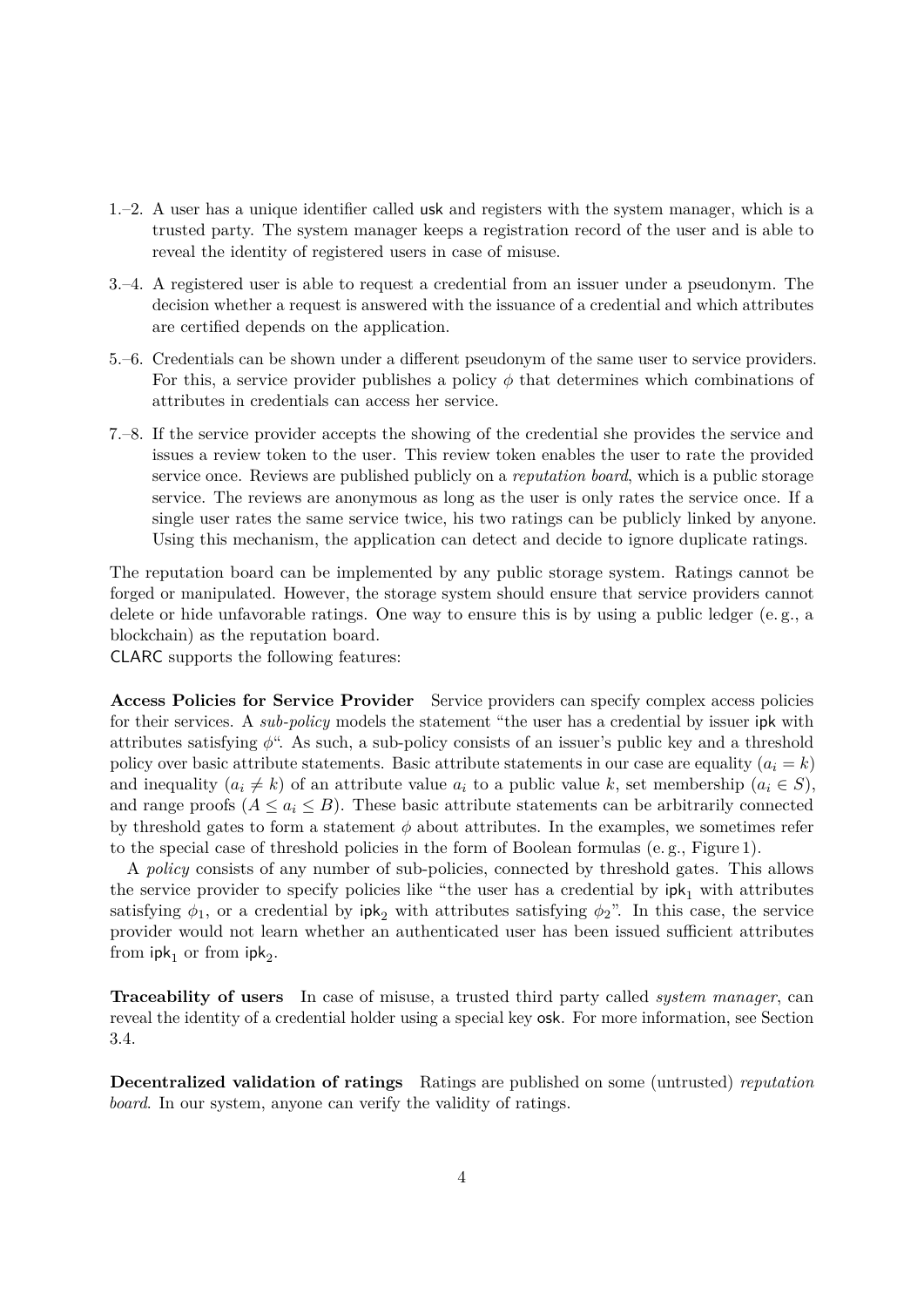1.–2. A user has a unique identifier called usk and registers with the system manager, which is a trusted party. The system manager keeps a registration record of the user and is able to reveal the identity of registered users in case of misuse.

3.–4. A registered user is able to request a credential from an issuer under a pseudonym. The decision whether a request is answered with the issuance of a credential and which attributes are certified depends on the application.

5.–6. Credentials can be shown under a different pseudonym of the same user to service providers. For this, a service provider publishes a policy $\phi$ that determines which combinations of attributes in credentials can access her service.

7.–8. If the service provider accepts the showing of the credential she provides the service and issues a review token to the user. This review token enables the user to rate the provided service once. Reviews are published publicly on a *reputation board*, which is a public storage service. The reviews are anonymous as long as the user is only rates the service once. If a single user rates the same service twice, his two ratings can be publicly linked by anyone. Using this mechanism, the application can detect and decide to ignore duplicate ratings.

The reputation board can be implemented by any public storage system. Ratings cannot be forged or manipulated. However, the storage system should ensure that service providers cannot delete or hide unfavorable ratings. One way to ensure this is by using a public ledger (e. g., a blockchain) as the reputation board.

CLARC supports the following features:

**Access Policies for Service Provider** Service providers can specify complex access policies for their services. A *sub-policy* models the statement "the user has a credential by issuer ipk with attributes satisfying $\phi$". As such, a sub-policy consists of an issuer's public key and a threshold policy over basic attribute statements. Basic attribute statements in our case are equality ($a_i = k$) and inequality ($a_i \neq k$) of an attribute value $a_i$ to a public value $k$, set membership ($a_i \in S$), and range proofs ($A \leq a_i \leq B$). These basic attribute statements can be arbitrarily connected by threshold gates to form a statement $\phi$ about attributes. In the examples, we sometimes refer to the special case of threshold policies in the form of Boolean formulas (e. g., Figure 1).

A *policy* consists of any number of sub-policies, connected by threshold gates. This allows the service provider to specify policies like "the user has a credential by $\mathsf{ipk}_1$ with attributes satisfying $\phi_1$, or a credential by $\mathsf{ipk}_2$ with attributes satisfying $\phi_2$". In this case, the service provider would not learn whether an authenticated user has been issued sufficient attributes from $\mathsf{ipk}_1$ or from $\mathsf{ipk}_2$.

**Traceability of users** In case of misuse, a trusted third party called *system manager*, can reveal the identity of a credential holder using a special key osk. For more information, see Section 3.4.

**Decentralized validation of ratings** Ratings are published on some (untrusted) *reputation board*. In our system, anyone can verify the validity of ratings.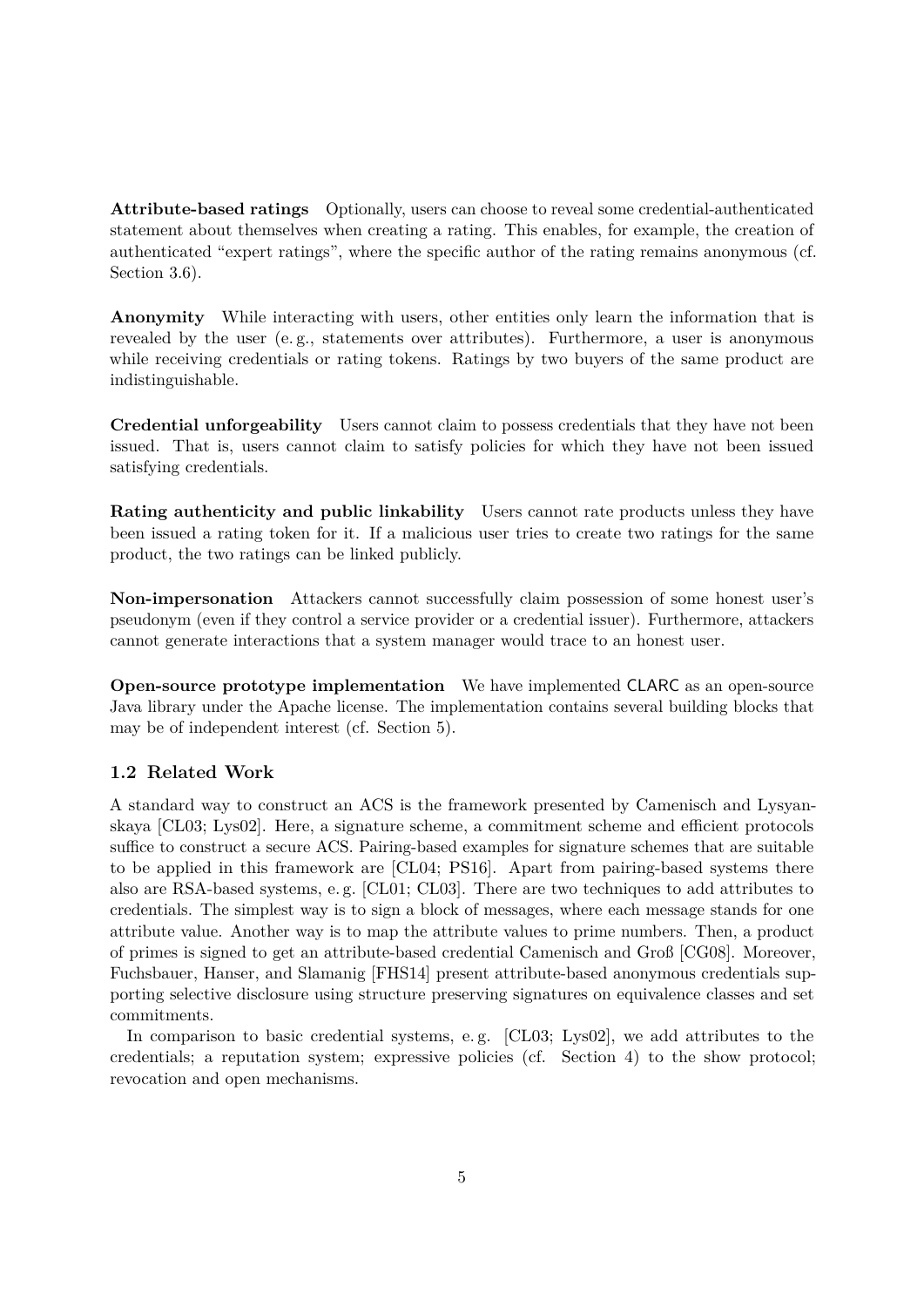**Attribute-based ratings** Optionally, users can choose to reveal some credential-authenticated statement about themselves when creating a rating. This enables, for example, the creation of authenticated "expert ratings", where the specific author of the rating remains anonymous (cf. Section 3.6).

**Anonymity** While interacting with users, other entities only learn the information that is revealed by the user (e. g., statements over attributes). Furthermore, a user is anonymous while receiving credentials or rating tokens. Ratings by two buyers of the same product are indistinguishable.

**Credential unforgeability** Users cannot claim to possess credentials that they have not been issued. That is, users cannot claim to satisfy policies for which they have not been issued satisfying credentials.

**Rating authenticity and public linkability** Users cannot rate products unless they have been issued a rating token for it. If a malicious user tries to create two ratings for the same product, the two ratings can be linked publicly.

**Non-impersonation** Attackers cannot successfully claim possession of some honest user's pseudonym (even if they control a service provider or a credential issuer). Furthermore, attackers cannot generate interactions that a system manager would trace to an honest user.

**Open-source prototype implementation** We have implemented CLARC as an open-source Java library under the Apache license. The implementation contains several building blocks that may be of independent interest (cf. Section 5).

### 1.2 Related Work

A standard way to construct an ACS is the framework presented by Camenisch and Lysyanskaya [CL03; Lys02]. Here, a signature scheme, a commitment scheme and efficient protocols suffice to construct a secure ACS. Pairing-based examples for signature schemes that are suitable to be applied in this framework are [CL04; PS16]. Apart from pairing-based systems there also are RSA-based systems, e. g. [CL01; CL03]. There are two techniques to add attributes to credentials. The simplest way is to sign a block of messages, where each message stands for one attribute value. Another way is to map the attribute values to prime numbers. Then, a product of primes is signed to get an attribute-based credential Camenisch and Groß [CG08]. Moreover, Fuchsbauer, Hanser, and Slamanig [FHS14] present attribute-based anonymous credentials supporting selective disclosure using structure preserving signatures on equivalence classes and set commitments.

In comparison to basic credential systems, e. g. [CL03; Lys02], we add attributes to the credentials; a reputation system; expressive policies (cf. Section 4) to the show protocol; revocation and open mechanisms.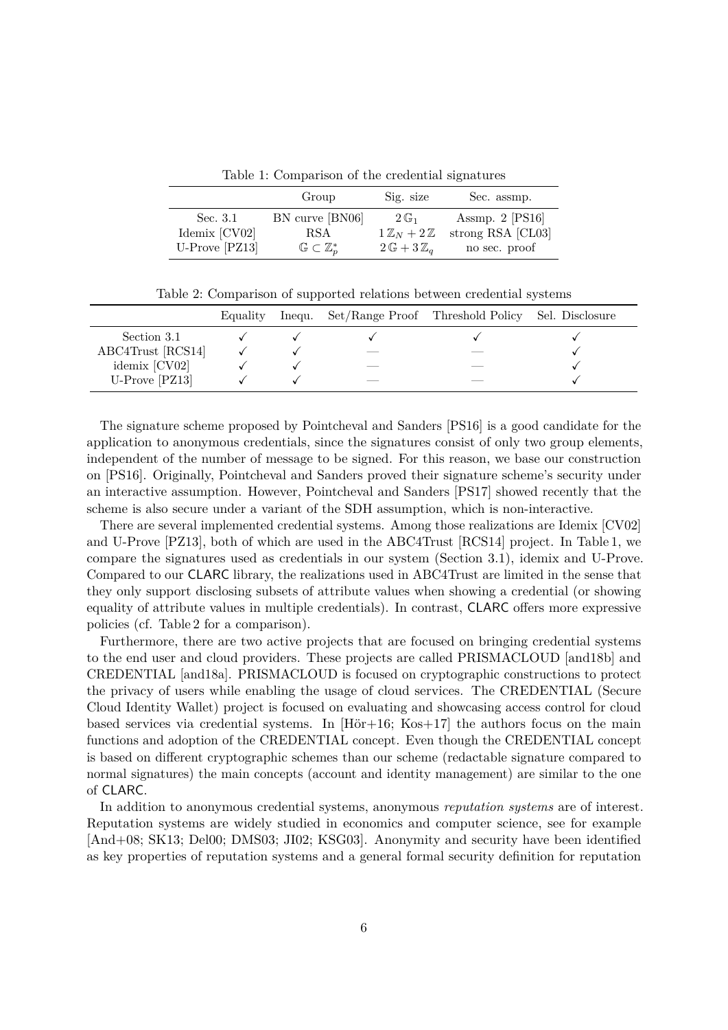Table 1: Comparison of the credential signatures

| | Group | Sig. size | Sec. assmp. |
|---|---|---|---|
| Sec. 3.1 | BN curve [BN06] | $2\,\mathbb{G}_1$ | Assmp. 2 [PS16] |
| Idemix [CV02] | RSA | $1\,\mathbb{Z}_N + 2\,\mathbb{Z}$ | strong RSA [CL03] |
| U-Prove [PZ13] | $\mathbb{G} \subset \mathbb{Z}_p^*$ | $2\,\mathbb{G} + 3\,\mathbb{Z}_q$ | no sec. proof |

Table 2: Comparison of supported relations between credential systems

| | Equality | Inequ. | Set/Range Proof | Threshold Policy | Sel. Disclosure |
|---|---|---|---|---|---|
| Section 3.1 | ✓ | ✓ | ✓ | ✓ | ✓ |
| ABC4Trust [RCS14] | ✓ | ✓ | — | — | ✓ |
| idemix [CV02] | ✓ | ✓ | — | — | ✓ |
| U-Prove [PZ13] | ✓ | ✓ | — | — | ✓ |

The signature scheme proposed by Pointcheval and Sanders [PS16] is a good candidate for the application to anonymous credentials, since the signatures consist of only two group elements, independent of the number of message to be signed. For this reason, we base our construction on [PS16]. Originally, Pointcheval and Sanders proved their signature scheme's security under an interactive assumption. However, Pointcheval and Sanders [PS17] showed recently that the scheme is also secure under a variant of the SDH assumption, which is non-interactive.

There are several implemented credential systems. Among those realizations are Idemix [CV02] and U-Prove [PZ13], both of which are used in the ABC4Trust [RCS14] project. In Table 1, we compare the signatures used as credentials in our system (Section 3.1), idemix and U-Prove. Compared to our CLARC library, the realizations used in ABC4Trust are limited in the sense that they only support disclosing subsets of attribute values when showing a credential (or showing equality of attribute values in multiple credentials). In contrast, CLARC offers more expressive policies (cf. Table 2 for a comparison).

Furthermore, there are two active projects that are focused on bringing credential systems to the end user and cloud providers. These projects are called PRISMACLOUD [and18b] and CREDENTIAL [and18a]. PRISMACLOUD is focused on cryptographic constructions to protect the privacy of users while enabling the usage of cloud services. The CREDENTIAL (Secure Cloud Identity Wallet) project is focused on evaluating and showcasing access control for cloud based services via credential systems. In [Hör+16; Kos+17] the authors focus on the main functions and adoption of the CREDENTIAL concept. Even though the CREDENTIAL concept is based on different cryptographic schemes than our scheme (redactable signature compared to normal signatures) the main concepts (account and identity management) are similar to the one of CLARC.

In addition to anonymous credential systems, anonymous *reputation systems* are of interest. Reputation systems are widely studied in economics and computer science, see for example [And+08; SK13; Del00; DMS03; JI02; KSG03]. Anonymity and security have been identified as key properties of reputation systems and a general formal security definition for reputation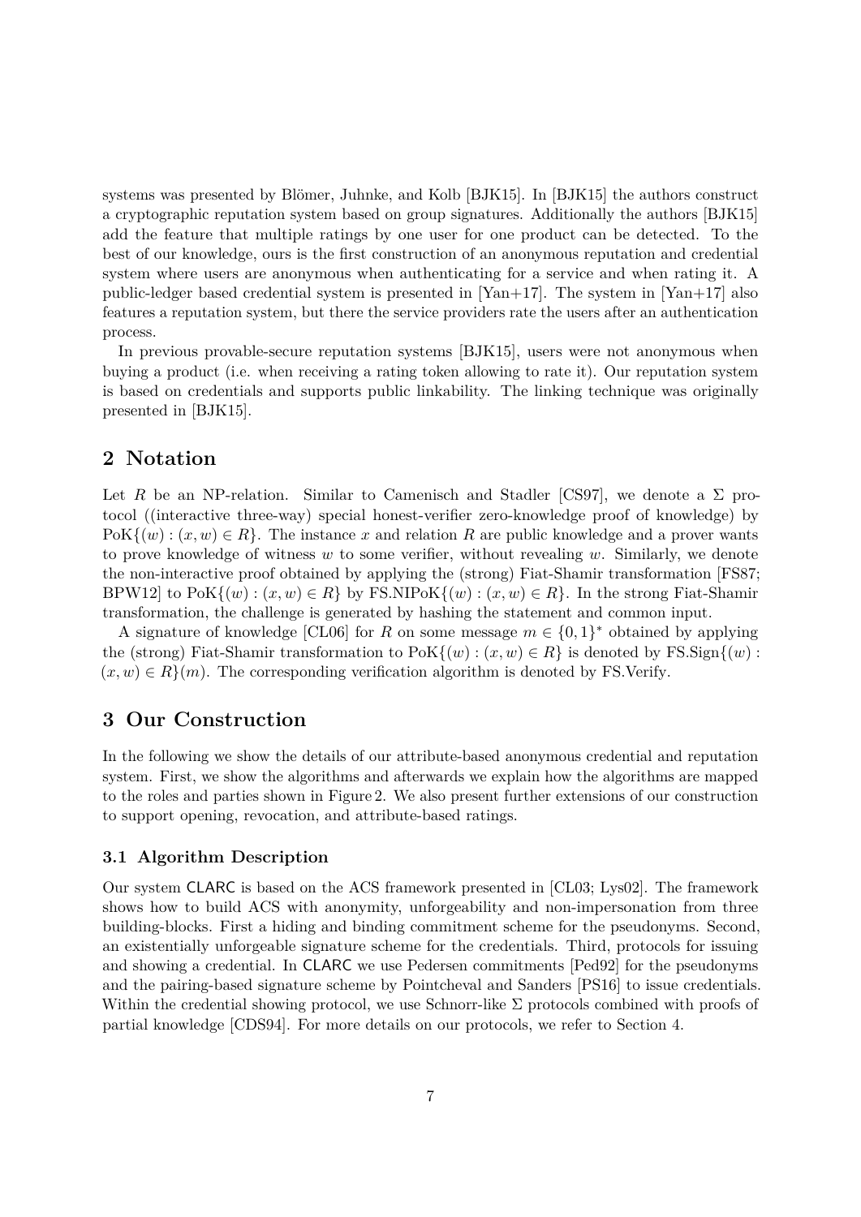systems was presented by Blömer, Juhnke, and Kolb [BJK15]. In [BJK15] the authors construct a cryptographic reputation system based on group signatures. Additionally the authors [BJK15] add the feature that multiple ratings by one user for one product can be detected. To the best of our knowledge, ours is the first construction of an anonymous reputation and credential system where users are anonymous when authenticating for a service and when rating it. A public-ledger based credential system is presented in [Yan+17]. The system in [Yan+17] also features a reputation system, but there the service providers rate the users after an authentication process.

In previous provable-secure reputation systems [BJK15], users were not anonymous when buying a product (i.e. when receiving a rating token allowing to rate it). Our reputation system is based on credentials and supports public linkability. The linking technique was originally presented in [BJK15].

## 2 Notation

Let $R$ be an NP-relation. Similar to Camenisch and Stadler [CS97], we denote a $\Sigma$ protocol ((interactive three-way) special honest-verifier zero-knowledge proof of knowledge) by $\text{PoK}\{(w) : (x, w) \in R\}$. The instance $x$ and relation $R$ are public knowledge and a prover wants to prove knowledge of witness $w$ to some verifier, without revealing $w$. Similarly, we denote the non-interactive proof obtained by applying the (strong) Fiat-Shamir transformation [FS87; BPW12] to $\text{PoK}\{(w) : (x, w) \in R\}$ by $\text{FS.NIPoK}\{(w) : (x, w) \in R\}$. In the strong Fiat-Shamir transformation, the challenge is generated by hashing the statement and common input.

A signature of knowledge [CL06] for $R$ on some message $m \in \{0, 1\}^*$ obtained by applying the (strong) Fiat-Shamir transformation to $\text{PoK}\{(w) : (x, w) \in R\}$ is denoted by $\text{FS.Sign}\{(w) : (x, w) \in R\}(m)$. The corresponding verification algorithm is denoted by FS.Verify.

## 3 Our Construction

In the following we show the details of our attribute-based anonymous credential and reputation system. First, we show the algorithms and afterwards we explain how the algorithms are mapped to the roles and parties shown in Figure 2. We also present further extensions of our construction to support opening, revocation, and attribute-based ratings.

### 3.1 Algorithm Description

Our system CLARC is based on the ACS framework presented in [CL03; Lys02]. The framework shows how to build ACS with anonymity, unforgeability and non-impersonation from three building-blocks. First a hiding and binding commitment scheme for the pseudonyms. Second, an existentially unforgeable signature scheme for the credentials. Third, protocols for issuing and showing a credential. In CLARC we use Pedersen commitments [Ped92] for the pseudonyms and the pairing-based signature scheme by Pointcheval and Sanders [PS16] to issue credentials. Within the credential showing protocol, we use Schnorr-like $\Sigma$ protocols combined with proofs of partial knowledge [CDS94]. For more details on our protocols, we refer to Section 4.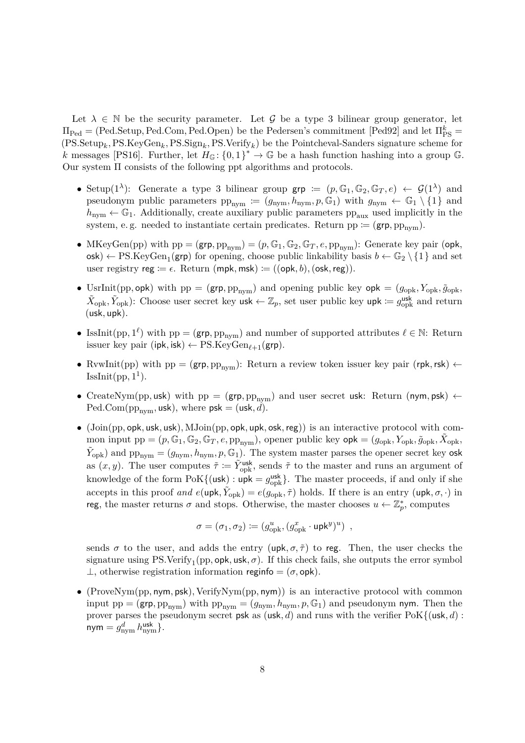Let $\lambda \in \mathbb{N}$ be the security parameter. Let $\mathcal{G}$ be a type 3 bilinear group generator, let $\Pi_{\text{Ped}} = (\text{Ped.Setup}, \text{Ped.Com}, \text{Ped.Open})$ be the Pedersen's commitment [Ped92] and let $\Pi^k_{\text{PS}} = (\text{PS.Setup}_k, \text{PS.KeyGen}_k, \text{PS.Sign}_k, \text{PS.Verify}_k)$ be the Pointcheval-Sanders signature scheme for $k$ messages [PS16]. Further, let $H_{\mathbb{G}} \colon \{0,1\}^* \to \mathbb{G}$ be a hash function hashing into a group $\mathbb{G}$. Our system $\Pi$ consists of the following ppt algorithms and protocols.

- $\text{Setup}(1^\lambda)$: Generate a type 3 bilinear group $\mathsf{grp} \coloneqq (p, \mathbb{G}_1, \mathbb{G}_2, \mathbb{G}_T, e) \leftarrow \mathcal{G}(1^\lambda)$ and pseudonym public parameters $\text{pp}_{\text{nym}} \coloneqq (g_{\text{nym}}, h_{\text{nym}}, p, \mathbb{G}_1)$ with $g_{\text{nym}} \leftarrow \mathbb{G}_1 \setminus \{1\}$ and $h_{\text{nym}} \leftarrow \mathbb{G}_1$. Additionally, create auxiliary public parameters $\text{pp}_{\text{aux}}$ used implicitly in the system, e. g. needed to instantiate certain predicates. Return $\text{pp} \coloneqq (\mathsf{grp}, \text{pp}_{\text{nym}})$.

- $\text{MKeyGen}(\text{pp})$ with $\text{pp} = (\mathsf{grp}, \text{pp}_{\text{nym}}) = (p, \mathbb{G}_1, \mathbb{G}_2, \mathbb{G}_T, e, \text{pp}_{\text{nym}})$: Generate key pair $(\mathsf{opk}, \mathsf{osk}) \leftarrow \text{PS.KeyGen}_1(\mathsf{grp})$ for opening, choose public linkability basis $b \leftarrow \mathbb{G}_2 \setminus \{1\}$ and set user registry $\mathsf{reg} \coloneqq \epsilon$. Return $(\mathsf{mpk}, \mathsf{msk}) \coloneqq ((\mathsf{opk}, b), (\mathsf{osk}, \mathsf{reg}))$.

- $\text{UsrInit}(\text{pp}, \mathsf{opk})$ with $\text{pp} = (\mathsf{grp}, \text{pp}_{\text{nym}})$ and opening public key $\mathsf{opk} = (g_{\text{opk}}, Y_{\text{opk}}, \tilde{g}_{\text{opk}}, \tilde{X}_{\text{opk}}, \tilde{Y}_{\text{opk}})$: Choose user secret key $\mathsf{usk} \leftarrow \mathbb{Z}_p$, set user public key $\mathsf{upk} \coloneqq g_{\text{opk}}^{\mathsf{usk}}$ and return $(\mathsf{usk}, \mathsf{upk})$.

- $\text{IssInit}(\text{pp}, 1^\ell)$ with $\text{pp} = (\mathsf{grp}, \text{pp}_{\text{nym}})$ and number of supported attributes $\ell \in \mathbb{N}$: Return issuer key pair $(\mathsf{ipk}, \mathsf{isk}) \leftarrow \text{PS.KeyGen}_{\ell+1}(\mathsf{grp})$.

- $\text{RvwInit}(\text{pp})$ with $\text{pp} = (\mathsf{grp}, \text{pp}_{\text{nym}})$: Return a review token issuer key pair $(\mathsf{rpk}, \mathsf{rsk}) \leftarrow \text{IssInit}(\text{pp}, 1^1)$.

- $\text{CreateNym}(\text{pp}, \mathsf{usk})$ with $\text{pp} = (\mathsf{grp}, \text{pp}_{\text{nym}})$ and user secret $\mathsf{usk}$: Return $(\mathsf{nym}, \mathsf{psk}) \leftarrow \text{Ped.Com}(\text{pp}_{\text{nym}}, \mathsf{usk})$, where $\mathsf{psk} = (\mathsf{usk}, d)$.

- $(\text{Join}(\text{pp}, \mathsf{opk}, \mathsf{usk}, \mathsf{usk}), \text{MJoin}(\text{pp}, \mathsf{opk}, \mathsf{upk}, \mathsf{osk}, \mathsf{reg}))$ is an interactive protocol with common input $\text{pp} = (p, \mathbb{G}_1, \mathbb{G}_2, \mathbb{G}_T, e, \text{pp}_{\text{nym}})$, opener public key $\mathsf{opk} = (g_{\text{opk}}, Y_{\text{opk}}, \tilde{g}_{\text{opk}}, \tilde{X}_{\text{opk}}, \tilde{Y}_{\text{opk}})$ and $\text{pp}_{\text{nym}} = (g_{\text{nym}}, h_{\text{nym}}, p, \mathbb{G}_1)$. The system master parses the opener secret key $\mathsf{osk}$ as $(x, y)$. The user computes $\tilde{\tau} \coloneqq \tilde{Y}_{\text{opk}}^{\mathsf{usk}}$, sends $\tilde{\tau}$ to the master and runs an argument of knowledge of the form $\text{PoK}\{(\mathsf{usk}) : \mathsf{upk} = g_{\text{opk}}^{\mathsf{usk}}\}$. The master proceeds, if and only if she accepts in this proof *and* $e(\mathsf{upk}, \tilde{Y}_{\text{opk}}) = e(g_{\text{opk}}, \tilde{\tau})$ holds. If there is an entry $(\mathsf{upk}, \sigma, \cdot)$ in $\mathsf{reg}$, the master returns $\sigma$ and stops. Otherwise, the master chooses $u \leftarrow \mathbb{Z}_p^*$, computes

$$\sigma = (\sigma_1, \sigma_2) \coloneqq (g_{\text{opk}}^u, (g_{\text{opk}}^x \cdot \mathsf{upk}^y)^u) \enspace ,$$

sends $\sigma$ to the user, and adds the entry $(\mathsf{upk}, \sigma, \tilde{\tau})$ to $\mathsf{reg}$. Then, the user checks the signature using $\text{PS.Verify}_1(\text{pp}, \mathsf{opk}, \mathsf{usk}, \sigma)$. If this check fails, she outputs the error symbol $\perp$, otherwise registration information $\mathsf{reginfo} = (\sigma, \mathsf{opk})$.

- $(\text{ProveNym}(\text{pp}, \mathsf{nym}, \mathsf{psk}), \text{VerifyNym}(\text{pp}, \mathsf{nym}))$ is an interactive protocol with common input $\text{pp} = (\mathsf{grp}, \text{pp}_{\text{nym}})$ with $\text{pp}_{\text{nym}} = (g_{\text{nym}}, h_{\text{nym}}, p, \mathbb{G}_1)$ and pseudonym $\mathsf{nym}$. Then the prover parses the pseudonym secret $\mathsf{psk}$ as $(\mathsf{usk}, d)$ and runs with the verifier $\text{PoK}\{(\mathsf{usk}, d) : \mathsf{nym} = g_{\text{nym}}^d \, h_{\text{nym}}^{\mathsf{usk}}\}$.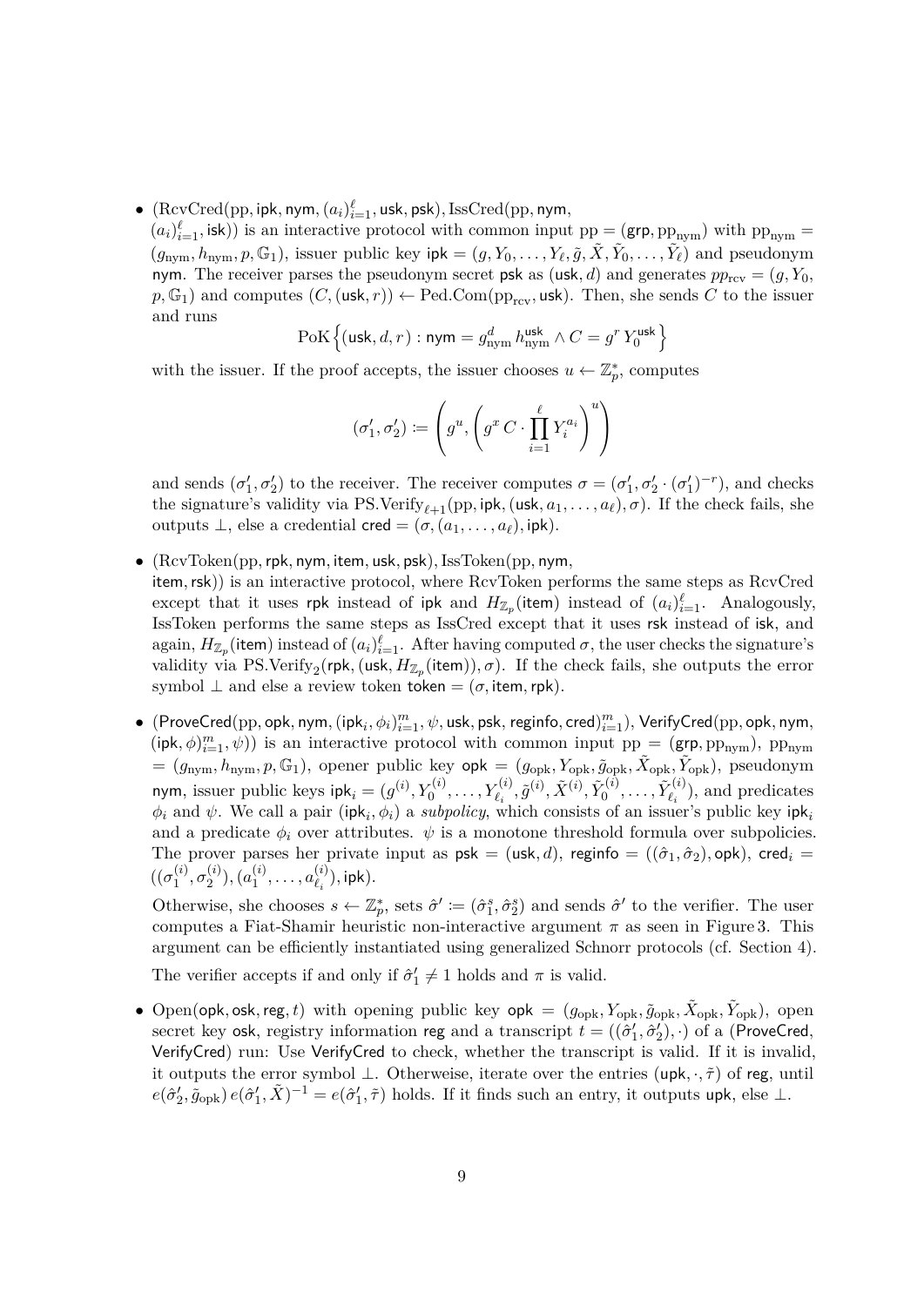- $(\mathrm{RcvCred}(\mathrm{pp}, \mathsf{ipk}, \mathsf{nym}, (a_i)_{i=1}^{\ell}, \mathsf{usk}, \mathsf{psk}), \mathrm{IssCred}(\mathrm{pp}, \mathsf{nym},$ $(a_i)_{i=1}^{\ell}, \mathsf{isk}))$ is an interactive protocol with common input $\mathrm{pp} = (\mathsf{grp}, \mathrm{pp_{nym}})$ with $\mathrm{pp_{nym}} = (g_{\mathrm{nym}}, h_{\mathrm{nym}}, p, \mathbb{G}_1)$, issuer public key $\mathsf{ipk} = (g, Y_0, \ldots, Y_\ell, \tilde{g}, \tilde{X}, \tilde{Y}_0, \ldots, \tilde{Y}_\ell)$ and pseudonym $\mathsf{nym}$. The receiver parses the pseudonym secret $\mathsf{psk}$ as $(\mathsf{usk}, d)$ and generates $pp_{\mathrm{rcv}} = (g, Y_0, p, \mathbb{G}_1)$ and computes $(C, (\mathsf{usk}, r)) \leftarrow \mathrm{Ped.Com}(\mathrm{pp_{rcv}}, \mathsf{usk})$. Then, she sends $C$ to the issuer and runs
$$\mathrm{PoK}\left\{(\mathsf{usk}, d, r) : \mathsf{nym} = g_{\mathrm{nym}}^{d}\, h_{\mathrm{nym}}^{\mathsf{usk}} \wedge C = g^{r}\, Y_0^{\mathsf{usk}}\right\}$$
with the issuer. If the proof accepts, the issuer chooses $u \leftarrow \mathbb{Z}_p^*$, computes
$$(\sigma_1', \sigma_2') := \left(g^u, \left(g^x\, C \cdot \prod_{i=1}^{\ell} Y_i^{a_i}\right)^u\right)$$
and sends $(\sigma_1', \sigma_2')$ to the receiver. The receiver computes $\sigma = (\sigma_1', \sigma_2' \cdot (\sigma_1')^{-r})$, and checks the signature's validity via $\mathrm{PS.Verify}_{\ell+1}(\mathrm{pp}, \mathsf{ipk}, (\mathsf{usk}, a_1, \ldots, a_\ell), \sigma)$. If the check fails, she outputs $\perp$, else a credential $\mathsf{cred} = (\sigma, (a_1, \ldots, a_\ell), \mathsf{ipk})$.

- $(\mathrm{RcvToken}(\mathrm{pp}, \mathsf{rpk}, \mathsf{nym}, \mathsf{item}, \mathsf{usk}, \mathsf{psk}), \mathrm{IssToken}(\mathrm{pp}, \mathsf{nym},$ $\mathsf{item}, \mathsf{rsk}))$ is an interactive protocol, where RcvToken performs the same steps as RcvCred except that it uses $\mathsf{rpk}$ instead of $\mathsf{ipk}$ and $H_{\mathbb{Z}_p}(\mathsf{item})$ instead of $(a_i)_{i=1}^{\ell}$. Analogously, IssToken performs the same steps as IssCred except that it uses $\mathsf{rsk}$ instead of $\mathsf{isk}$, and again, $H_{\mathbb{Z}_p}(\mathsf{item})$ instead of $(a_i)_{i=1}^{\ell}$. After having computed $\sigma$, the user checks the signature's validity via $\mathrm{PS.Verify}_2(\mathsf{rpk}, (\mathsf{usk}, H_{\mathbb{Z}_p}(\mathsf{item})), \sigma)$. If the check fails, she outputs the error symbol $\perp$ and else a review token $\mathsf{token} = (\sigma, \mathsf{item}, \mathsf{rpk})$.

- $(\mathsf{ProveCred}(\mathrm{pp}, \mathsf{opk}, \mathsf{nym}, (\mathsf{ipk}_i, \phi_i)_{i=1}^{m}, \psi, \mathsf{usk}, \mathsf{psk}, \mathsf{reginfo}, \mathsf{cred})_{i=1}^{m}), \mathsf{VerifyCred}(\mathrm{pp}, \mathsf{opk}, \mathsf{nym},$ $(\mathsf{ipk}, \phi)_{i=1}^{m}, \psi))$ is an interactive protocol with common input $\mathrm{pp} = (\mathsf{grp}, \mathrm{pp_{nym}})$, $\mathrm{pp_{nym}} = (g_{\mathrm{nym}}, h_{\mathrm{nym}}, p, \mathbb{G}_1)$, opener public key $\mathsf{opk} = (g_{\mathrm{opk}}, Y_{\mathrm{opk}}, \tilde{g}_{\mathrm{opk}}, \tilde{X}_{\mathrm{opk}}, \tilde{Y}_{\mathrm{opk}})$, pseudonym $\mathsf{nym}$, issuer public keys $\mathsf{ipk}_i = (g^{(i)}, Y_0^{(i)}, \ldots, Y_{\ell_i}^{(i)}, \tilde{g}^{(i)}, \tilde{X}^{(i)}, \tilde{Y}_0^{(i)}, \ldots, \tilde{Y}_{\ell_i}^{(i)})$, and predicates $\phi_i$ and $\psi$. We call a pair $(\mathsf{ipk}_i, \phi_i)$ a *subpolicy*, which consists of an issuer's public key $\mathsf{ipk}_i$ and a predicate $\phi_i$ over attributes. $\psi$ is a monotone threshold formula over subpolicies. The prover parses her private input as $\mathsf{psk} = (\mathsf{usk}, d)$, $\mathsf{reginfo} = ((\hat{\sigma}_1, \hat{\sigma}_2), \mathsf{opk})$, $\mathsf{cred}_i = ((\sigma_1^{(i)}, \sigma_2^{(i)}), (a_1^{(i)}, \ldots, a_{\ell_i}^{(i)}), \mathsf{ipk})$.

  Otherwise, she chooses $s \leftarrow \mathbb{Z}_p^*$, sets $\hat{\sigma}' := (\hat{\sigma}_1^s, \hat{\sigma}_2^s)$ and sends $\hat{\sigma}'$ to the verifier. The user computes a Fiat-Shamir heuristic non-interactive argument $\pi$ as seen in Figure 3. This argument can be efficiently instantiated using generalized Schnorr protocols (cf. Section 4).

  The verifier accepts if and only if $\hat{\sigma}_1' \neq 1$ holds and $\pi$ is valid.

- $\mathrm{Open}(\mathsf{opk}, \mathsf{osk}, \mathsf{reg}, t)$ with opening public key $\mathsf{opk} = (g_{\mathrm{opk}}, Y_{\mathrm{opk}}, \tilde{g}_{\mathrm{opk}}, \tilde{X}_{\mathrm{opk}}, \tilde{Y}_{\mathrm{opk}})$, open secret key $\mathsf{osk}$, registry information $\mathsf{reg}$ and a transcript $t = ((\hat{\sigma}_1', \hat{\sigma}_2'), \cdot)$ of a ($\mathsf{ProveCred}$, $\mathsf{VerifyCred}$) run: Use $\mathsf{VerifyCred}$ to check, whether the transcript is valid. If it is invalid, it outputs the error symbol $\perp$. Otherweise, iterate over the entries $(\mathsf{upk}, \cdot, \tilde{\tau})$ of $\mathsf{reg}$, until $e(\hat{\sigma}_2', \tilde{g}_{\mathrm{opk}})\, e(\hat{\sigma}_1', \tilde{X})^{-1} = e(\hat{\sigma}_1', \tilde{\tau})$ holds. If it finds such an entry, it outputs $\mathsf{upk}$, else $\perp$.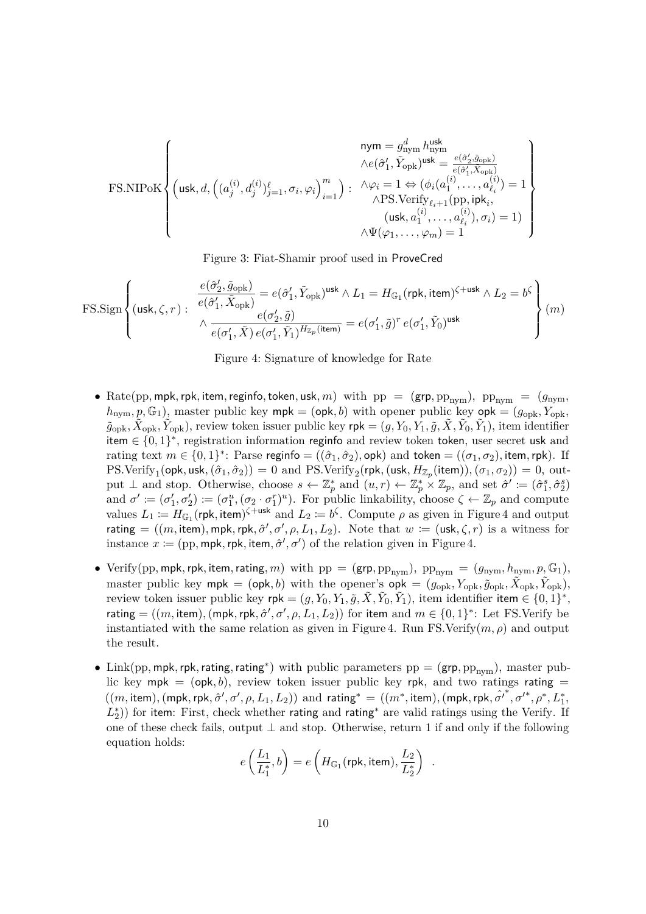$$\text{FS.NIPoK}\left\{\left(\mathsf{usk}, d, \left((a_j^{(i)}, d_j^{(i)})_{j=1}^{\ell}, \sigma_i, \varphi_i\right)_{i=1}^{m}\right) : \begin{array}{c} \mathsf{nym} = g_{\text{nym}}^{d}\, h_{\text{nym}}^{\mathsf{usk}} \\ \wedge e(\hat{\sigma}_1', \tilde{Y}_{\text{opk}})^{\mathsf{usk}} = \frac{e(\hat{\sigma}_2', \tilde{g}_{\text{opk}})}{e(\hat{\sigma}_1', \tilde{X}_{\text{opk}})} \\ \wedge \varphi_i = 1 \Leftrightarrow (\phi_i(a_1^{(i)}, \ldots, a_{\ell_i}^{(i)}) = 1 \\ \wedge \text{PS.Verify}_{\ell_i+1}(\text{pp}, \mathsf{ipk}_i, \\ (\mathsf{usk}, a_1^{(i)}, \ldots, a_{\ell_i}^{(i)}), \sigma_i) = 1) \\ \wedge \Psi(\varphi_1, \ldots, \varphi_m) = 1 \end{array}\right\}$$

Figure 3: Fiat-Shamir proof used in $\mathsf{ProveCred}$

$$\text{FS.Sign}\left\{(\mathsf{usk}, \zeta, r) : \begin{array}{c} \dfrac{e(\hat{\sigma}_2', \tilde{g}_{\text{opk}})}{e(\hat{\sigma}_1', \tilde{X}_{\text{opk}})} = e(\hat{\sigma}_1', \tilde{Y}_{\text{opk}})^{\mathsf{usk}} \wedge L_1 = H_{\mathbb{G}_1}(\mathsf{rpk}, \mathsf{item})^{\zeta + \mathsf{usk}} \wedge L_2 = b^{\zeta} \\ \wedge \dfrac{e(\sigma_2', \tilde{g})}{e(\sigma_1', \tilde{X})\, e(\sigma_1', \tilde{Y}_1)^{H_{\mathbb{Z}_p}(\mathsf{item})}} = e(\sigma_1', \tilde{g})^{r}\, e(\sigma_1', \tilde{Y}_0)^{\mathsf{usk}} \end{array}\right\}(m)$$

Figure 4: Signature of knowledge for Rate

- Rate(pp, $\mathsf{mpk}$, $\mathsf{rpk}$, $\mathsf{item}$, $\mathsf{reginfo}$, $\mathsf{token}$, $\mathsf{usk}$, $m$) with $\text{pp} = (\mathsf{grp}, \text{pp}_{\text{nym}})$, $\text{pp}_{\text{nym}} = (g_{\text{nym}}, h_{\text{nym}}, p, \mathbb{G}_1)$, master public key $\mathsf{mpk} = (\mathsf{opk}, b)$ with opener public key $\mathsf{opk} = (g_{\text{opk}}, Y_{\text{opk}}, \tilde{g}_{\text{opk}}, \tilde{X}_{\text{opk}}, \tilde{Y}_{\text{opk}})$, review token issuer public key $\mathsf{rpk} = (g, Y_0, Y_1, \tilde{g}, \tilde{X}, \tilde{Y}_0, \tilde{Y}_1)$, item identifier $\mathsf{item} \in \{0,1\}^*$, registration information $\mathsf{reginfo}$ and review token $\mathsf{token}$, user secret $\mathsf{usk}$ and rating text $m \in \{0,1\}^*$: Parse $\mathsf{reginfo} = ((\hat{\sigma}_1, \hat{\sigma}_2), \mathsf{opk})$ and $\mathsf{token} = ((\sigma_1, \sigma_2), \mathsf{item}, \mathsf{rpk})$. If $\text{PS.Verify}_1(\mathsf{opk}, \mathsf{usk}, (\hat{\sigma}_1, \hat{\sigma}_2)) = 0$ and $\text{PS.Verify}_2(\mathsf{rpk}, (\mathsf{usk}, H_{\mathbb{Z}_p}(\mathsf{item})), (\sigma_1, \sigma_2)) = 0$, output $\perp$ and stop. Otherwise, choose $s \leftarrow \mathbb{Z}_p^*$ and $(u, r) \leftarrow \mathbb{Z}_p^* \times \mathbb{Z}_p$, and set $\hat{\sigma}' \coloneqq (\hat{\sigma}_1^s, \hat{\sigma}_2^s)$ and $\sigma' \coloneqq (\sigma_1', \sigma_2') \coloneqq (\sigma_1^u, (\sigma_2 \cdot \sigma_1^r)^u)$. For public linkability, choose $\zeta \leftarrow \mathbb{Z}_p$ and compute values $L_1 \coloneqq H_{\mathbb{G}_1}(\mathsf{rpk}, \mathsf{item})^{\zeta + \mathsf{usk}}$ and $L_2 \coloneqq b^{\zeta}$. Compute $\rho$ as given in Figure 4 and output $\mathsf{rating} = ((m, \mathsf{item}), \mathsf{mpk}, \mathsf{rpk}, \hat{\sigma}', \sigma', \rho, L_1, L_2)$. Note that $w \coloneqq (\mathsf{usk}, \zeta, r)$ is a witness for instance $x \coloneqq (\text{pp}, \mathsf{mpk}, \mathsf{rpk}, \mathsf{item}, \hat{\sigma}', \sigma')$ of the relation given in Figure 4.

- Verify(pp, $\mathsf{mpk}$, $\mathsf{rpk}$, $\mathsf{item}$, $\mathsf{rating}$, $m$) with $\text{pp} = (\mathsf{grp}, \text{pp}_{\text{nym}})$, $\text{pp}_{\text{nym}} = (g_{\text{nym}}, h_{\text{nym}}, p, \mathbb{G}_1)$, master public key $\mathsf{mpk} = (\mathsf{opk}, b)$ with the opener's $\mathsf{opk} = (g_{\text{opk}}, Y_{\text{opk}}, \tilde{g}_{\text{opk}}, \tilde{X}_{\text{opk}}, \tilde{Y}_{\text{opk}})$, review token issuer public key $\mathsf{rpk} = (g, Y_0, Y_1, \tilde{g}, \tilde{X}, \tilde{Y}_0, \tilde{Y}_1)$, item identifier $\mathsf{item} \in \{0,1\}^*$, $\mathsf{rating} = ((m, \mathsf{item}), (\mathsf{mpk}, \mathsf{rpk}, \hat{\sigma}', \sigma', \rho, L_1, L_2))$ for $\mathsf{item}$ and $m \in \{0,1\}^*$: Let FS.Verify be instantiated with the same relation as given in Figure 4. Run FS.Verify$(m, \rho)$ and output the result.

- Link(pp, $\mathsf{mpk}$, $\mathsf{rpk}$, $\mathsf{rating}$, $\mathsf{rating}^*$) with public parameters $\text{pp} = (\mathsf{grp}, \text{pp}_{\text{nym}})$, master public key $\mathsf{mpk} = (\mathsf{opk}, b)$, review token issuer public key $\mathsf{rpk}$, and two ratings $\mathsf{rating} = ((m, \mathsf{item}), (\mathsf{mpk}, \mathsf{rpk}, \hat{\sigma}', \sigma', \rho, L_1, L_2))$ and $\mathsf{rating}^* = ((m^*, \mathsf{item}), (\mathsf{mpk}, \mathsf{rpk}, \hat{\sigma}'^*, \sigma'^*, \rho^*, L_1^*, L_2^*))$ for $\mathsf{item}$: First, check whether $\mathsf{rating}$ and $\mathsf{rating}^*$ are valid ratings using the Verify. If one of these check fails, output $\perp$ and stop. Otherwise, return 1 if and only if the following equation holds:

$$e\left(\frac{L_1}{L_1^*}, b\right) = e\left(H_{\mathbb{G}_1}(\mathsf{rpk}, \mathsf{item}), \frac{L_2}{L_2^*}\right) \quad .$$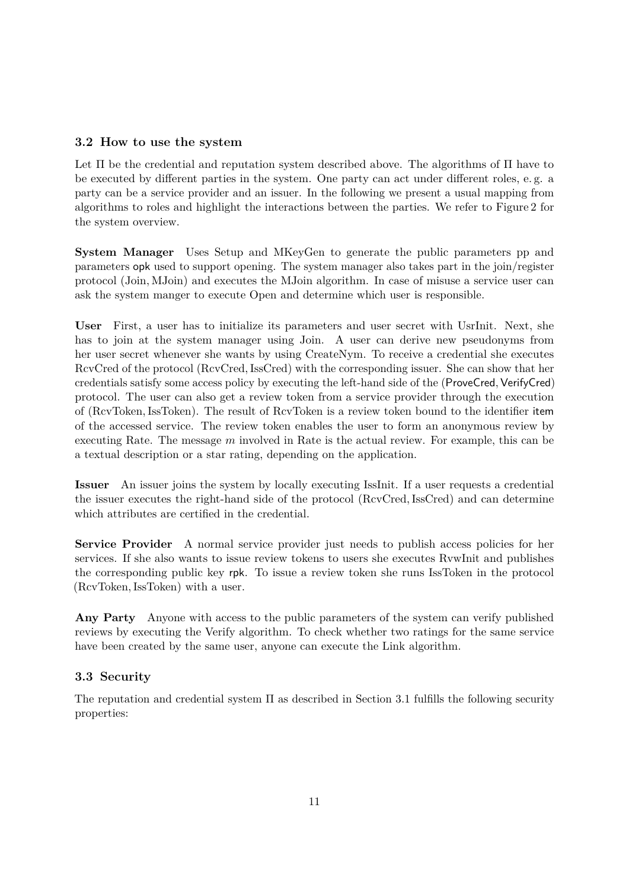### 3.2 How to use the system

Let $\Pi$ be the credential and reputation system described above. The algorithms of $\Pi$ have to be executed by different parties in the system. One party can act under different roles, e. g. a party can be a service provider and an issuer. In the following we present a usual mapping from algorithms to roles and highlight the interactions between the parties. We refer to Figure 2 for the system overview.

**System Manager** Uses Setup and MKeyGen to generate the public parameters pp and parameters $\mathsf{opk}$ used to support opening. The system manager also takes part in the join/register protocol (Join, MJoin) and executes the MJoin algorithm. In case of misuse a service user can ask the system manger to execute Open and determine which user is responsible.

**User** First, a user has to initialize its parameters and user secret with UsrInit. Next, she has to join at the system manager using Join. A user can derive new pseudonyms from her user secret whenever she wants by using CreateNym. To receive a credential she executes RcvCred of the protocol (RcvCred, IssCred) with the corresponding issuer. She can show that her credentials satisfy some access policy by executing the left-hand side of the ($\mathsf{ProveCred}, \mathsf{VerifyCred}$) protocol. The user can also get a review token from a service provider through the execution of (RcvToken, IssToken). The result of RcvToken is a review token bound to the identifier $\mathsf{item}$ of the accessed service. The review token enables the user to form an anonymous review by executing Rate. The message $m$ involved in Rate is the actual review. For example, this can be a textual description or a star rating, depending on the application.

**Issuer** An issuer joins the system by locally executing IssInit. If a user requests a credential the issuer executes the right-hand side of the protocol (RcvCred, IssCred) and can determine which attributes are certified in the credential.

**Service Provider** A normal service provider just needs to publish access policies for her services. If she also wants to issue review tokens to users she executes RvwInit and publishes the corresponding public key $\mathsf{rpk}$. To issue a review token she runs IssToken in the protocol (RcvToken, IssToken) with a user.

**Any Party** Anyone with access to the public parameters of the system can verify published reviews by executing the Verify algorithm. To check whether two ratings for the same service have been created by the same user, anyone can execute the Link algorithm.

### 3.3 Security

The reputation and credential system $\Pi$ as described in Section 3.1 fulfills the following security properties: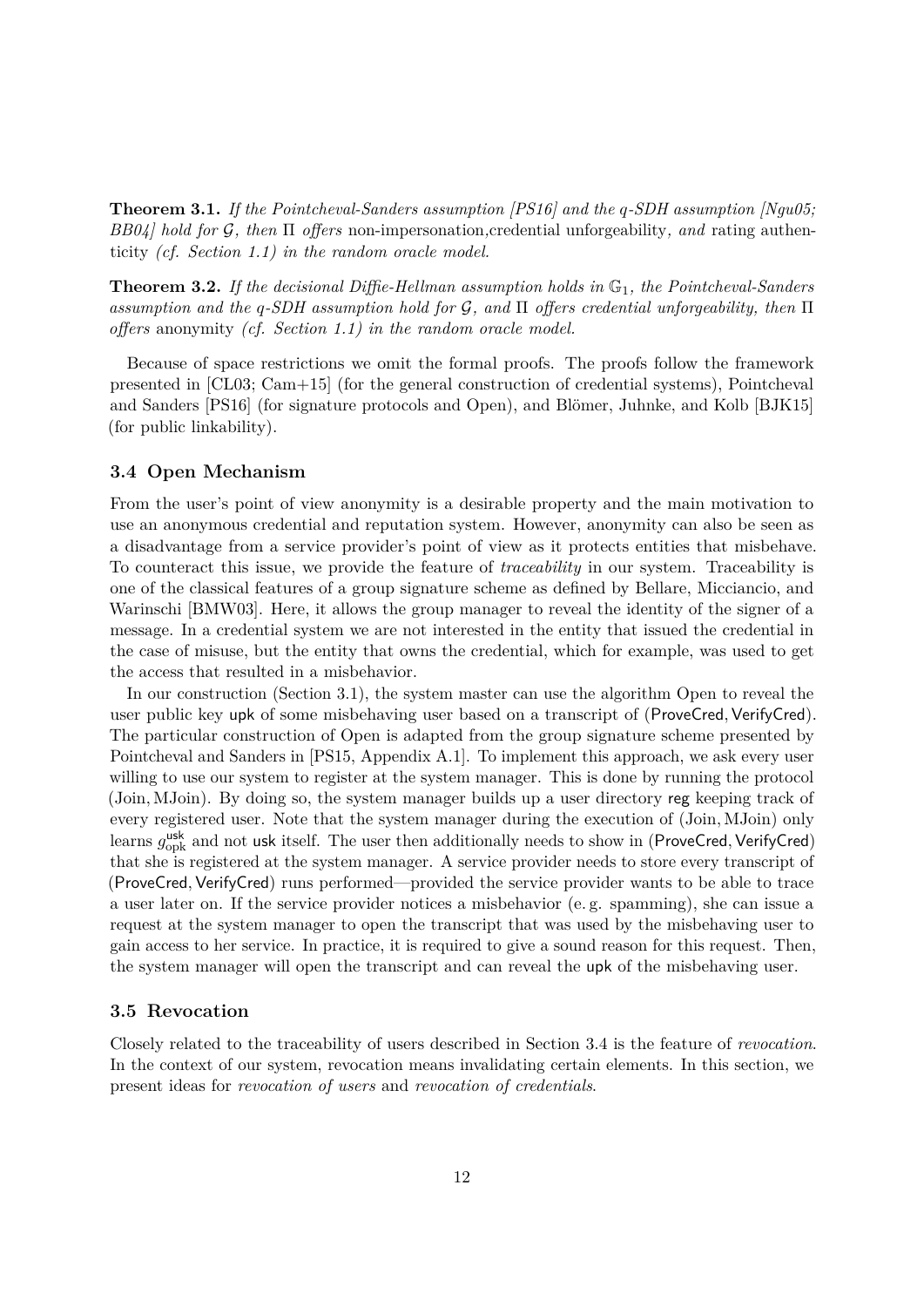**Theorem 3.1.** *If the Pointcheval-Sanders assumption [PS16] and the q-SDH assumption [Ngu05; BB04] hold for $\mathcal{G}$, then $\Pi$ offers* non-impersonation,credential unforgeability*, and* rating authenticity *(cf. Section 1.1) in the random oracle model.*

**Theorem 3.2.** *If the decisional Diffie-Hellman assumption holds in $\mathbb{G}_1$, the Pointcheval-Sanders assumption and the q-SDH assumption hold for $\mathcal{G}$, and $\Pi$ offers credential unforgeability, then $\Pi$ offers* anonymity *(cf. Section 1.1) in the random oracle model.*

Because of space restrictions we omit the formal proofs. The proofs follow the framework presented in [CL03; Cam+15] (for the general construction of credential systems), Pointcheval and Sanders [PS16] (for signature protocols and Open), and Blömer, Juhnke, and Kolb [BJK15] (for public linkability).

### 3.4 Open Mechanism

From the user's point of view anonymity is a desirable property and the main motivation to use an anonymous credential and reputation system. However, anonymity can also be seen as a disadvantage from a service provider's point of view as it protects entities that misbehave. To counteract this issue, we provide the feature of *traceability* in our system. Traceability is one of the classical features of a group signature scheme as defined by Bellare, Micciancio, and Warinschi [BMW03]. Here, it allows the group manager to reveal the identity of the signer of a message. In a credential system we are not interested in the entity that issued the credential in the case of misuse, but the entity that owns the credential, which for example, was used to get the access that resulted in a misbehavior.

In our construction (Section 3.1), the system master can use the algorithm Open to reveal the user public key $\mathsf{upk}$ of some misbehaving user based on a transcript of $(\mathsf{ProveCred}, \mathsf{VerifyCred})$. The particular construction of Open is adapted from the group signature scheme presented by Pointcheval and Sanders in [PS15, Appendix A.1]. To implement this approach, we ask every user willing to use our system to register at the system manager. This is done by running the protocol $(\mathrm{Join}, \mathrm{MJoin})$. By doing so, the system manager builds up a user directory $\mathsf{reg}$ keeping track of every registered user. Note that the system manager during the execution of $(\mathrm{Join}, \mathrm{MJoin})$ only learns $g_{\mathrm{opk}}^{\mathsf{usk}}$ and not $\mathsf{usk}$ itself. The user then additionally needs to show in $(\mathsf{ProveCred}, \mathsf{VerifyCred})$ that she is registered at the system manager. A service provider needs to store every transcript of $(\mathsf{ProveCred}, \mathsf{VerifyCred})$ runs performed—provided the service provider wants to be able to trace a user later on. If the service provider notices a misbehavior (e. g. spamming), she can issue a request at the system manager to open the transcript that was used by the misbehaving user to gain access to her service. In practice, it is required to give a sound reason for this request. Then, the system manager will open the transcript and can reveal the $\mathsf{upk}$ of the misbehaving user.

### 3.5 Revocation

Closely related to the traceability of users described in Section 3.4 is the feature of *revocation*. In the context of our system, revocation means invalidating certain elements. In this section, we present ideas for *revocation of users* and *revocation of credentials*.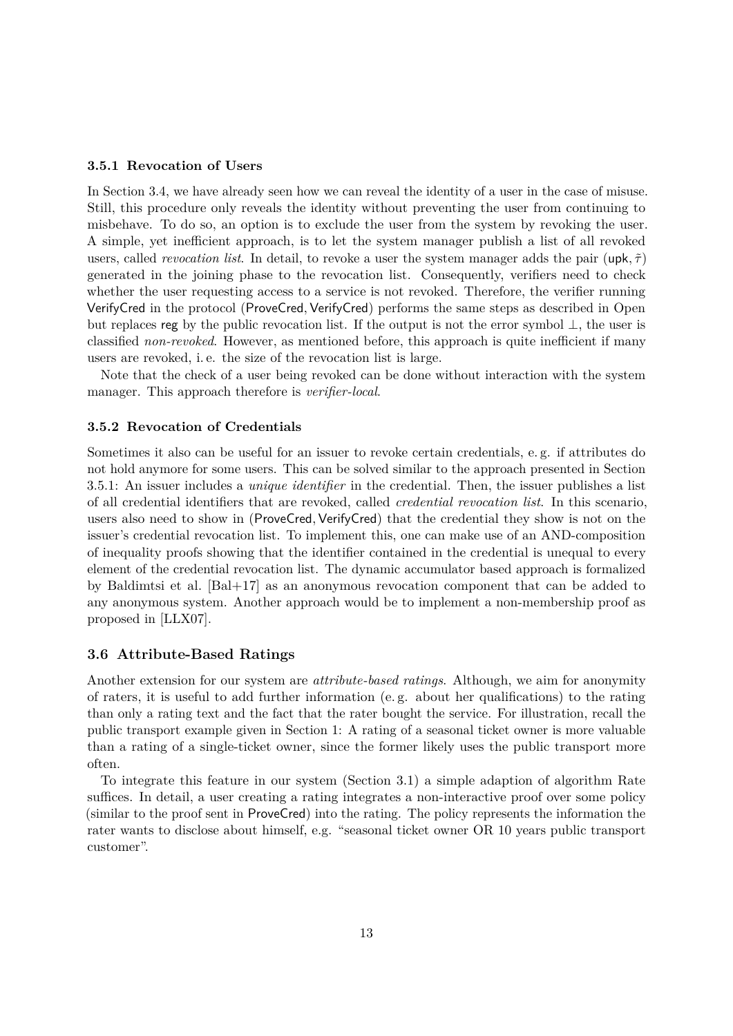### 3.5.1 Revocation of Users

In Section 3.4, we have already seen how we can reveal the identity of a user in the case of misuse. Still, this procedure only reveals the identity without preventing the user from continuing to misbehave. To do so, an option is to exclude the user from the system by revoking the user. A simple, yet inefficient approach, is to let the system manager publish a list of all revoked users, called *revocation list*. In detail, to revoke a user the system manager adds the pair $(\mathsf{upk}, \tilde{\tau})$ generated in the joining phase to the revocation list. Consequently, verifiers need to check whether the user requesting access to a service is not revoked. Therefore, the verifier running VerifyCred in the protocol (ProveCred, VerifyCred) performs the same steps as described in Open but replaces reg by the public revocation list. If the output is not the error symbol $\perp$, the user is classified *non-revoked*. However, as mentioned before, this approach is quite inefficient if many users are revoked, i. e. the size of the revocation list is large.

Note that the check of a user being revoked can be done without interaction with the system manager. This approach therefore is *verifier-local*.

### 3.5.2 Revocation of Credentials

Sometimes it also can be useful for an issuer to revoke certain credentials, e. g. if attributes do not hold anymore for some users. This can be solved similar to the approach presented in Section 3.5.1: An issuer includes a *unique identifier* in the credential. Then, the issuer publishes a list of all credential identifiers that are revoked, called *credential revocation list*. In this scenario, users also need to show in (ProveCred, VerifyCred) that the credential they show is not on the issuer's credential revocation list. To implement this, one can make use of an AND-composition of inequality proofs showing that the identifier contained in the credential is unequal to every element of the credential revocation list. The dynamic accumulator based approach is formalized by Baldimtsi et al. [Bal+17] as an anonymous revocation component that can be added to any anonymous system. Another approach would be to implement a non-membership proof as proposed in [LLX07].

## 3.6 Attribute-Based Ratings

Another extension for our system are *attribute-based ratings*. Although, we aim for anonymity of raters, it is useful to add further information (e. g. about her qualifications) to the rating than only a rating text and the fact that the rater bought the service. For illustration, recall the public transport example given in Section 1: A rating of a seasonal ticket owner is more valuable than a rating of a single-ticket owner, since the former likely uses the public transport more often.

To integrate this feature in our system (Section 3.1) a simple adaption of algorithm Rate suffices. In detail, a user creating a rating integrates a non-interactive proof over some policy (similar to the proof sent in ProveCred) into the rating. The policy represents the information the rater wants to disclose about himself, e.g. "seasonal ticket owner OR 10 years public transport customer".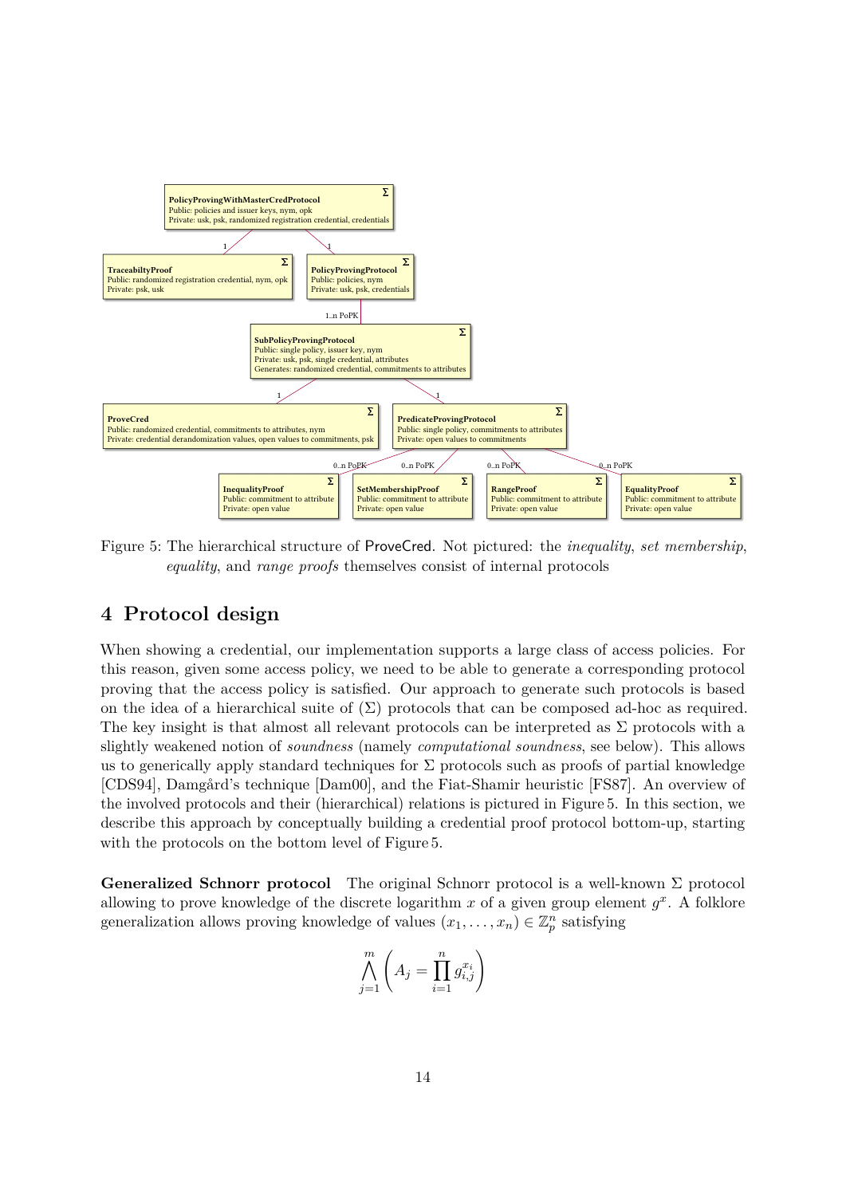**PolicyProvingWithMasterCredProtocol** Σ
Public: policies and issuer keys, nym, opk
Private: usk, psk, randomized registration credential, credentials

**TraceabiltyProof** Σ
Public: randomized registration credential, nym, opk
Private: psk, usk

**PolicyProvingProtocol** Σ
Public: policies, nym
Private: usk, psk, credentials

**SubPolicyProvingProtocol** Σ
Public: single policy, issuer key, nym
Private: usk, psk, single credential, attributes
Generates: randomized credential, commitments to attributes

**ProveCred** Σ
Public: randomized credential, commitments to attributes, nym
Private: credential derandomization values, open values to commitments, psk

**PredicateProvingProtocol** Σ
Public: single policy, commitments to attributes
Private: open values to commitments

**InequalityProof** Σ
Public: commitment to attribute
Private: open value

**SetMembershipProof** Σ
Public: commitment to attribute
Private: open value

**RangeProof** Σ
Public: commitment to attribute
Private: open value

**EqualityProof** Σ
Public: commitment to attribute
Private: open value

Figure 5: The hierarchical structure of ProveCred. Not pictured: the *inequality*, *set membership*, *equality*, and *range proofs* themselves consist of internal protocols

## 4 Protocol design

When showing a credential, our implementation supports a large class of access policies. For this reason, given some access policy, we need to be able to generate a corresponding protocol proving that the access policy is satisfied. Our approach to generate such protocols is based on the idea of a hierarchical suite of (Σ) protocols that can be composed ad-hoc as required. The key insight is that almost all relevant protocols can be interpreted as Σ protocols with a slightly weakened notion of *soundness* (namely *computational soundness*, see below). This allows us to generically apply standard techniques for Σ protocols such as proofs of partial knowledge [CDS94], Damgård's technique [Dam00], and the Fiat-Shamir heuristic [FS87]. An overview of the involved protocols and their (hierarchical) relations is pictured in Figure 5. In this section, we describe this approach by conceptually building a credential proof protocol bottom-up, starting with the protocols on the bottom level of Figure 5.

**Generalized Schnorr protocol** The original Schnorr protocol is a well-known Σ protocol allowing to prove knowledge of the discrete logarithm $x$ of a given group element $g^x$. A folklore generalization allows proving knowledge of values $(x_1, \ldots, x_n) \in \mathbb{Z}_p^n$ satisfying

$$\bigwedge_{j=1}^{m} \left( A_j = \prod_{i=1}^{n} g_{i,j}^{x_i} \right)$$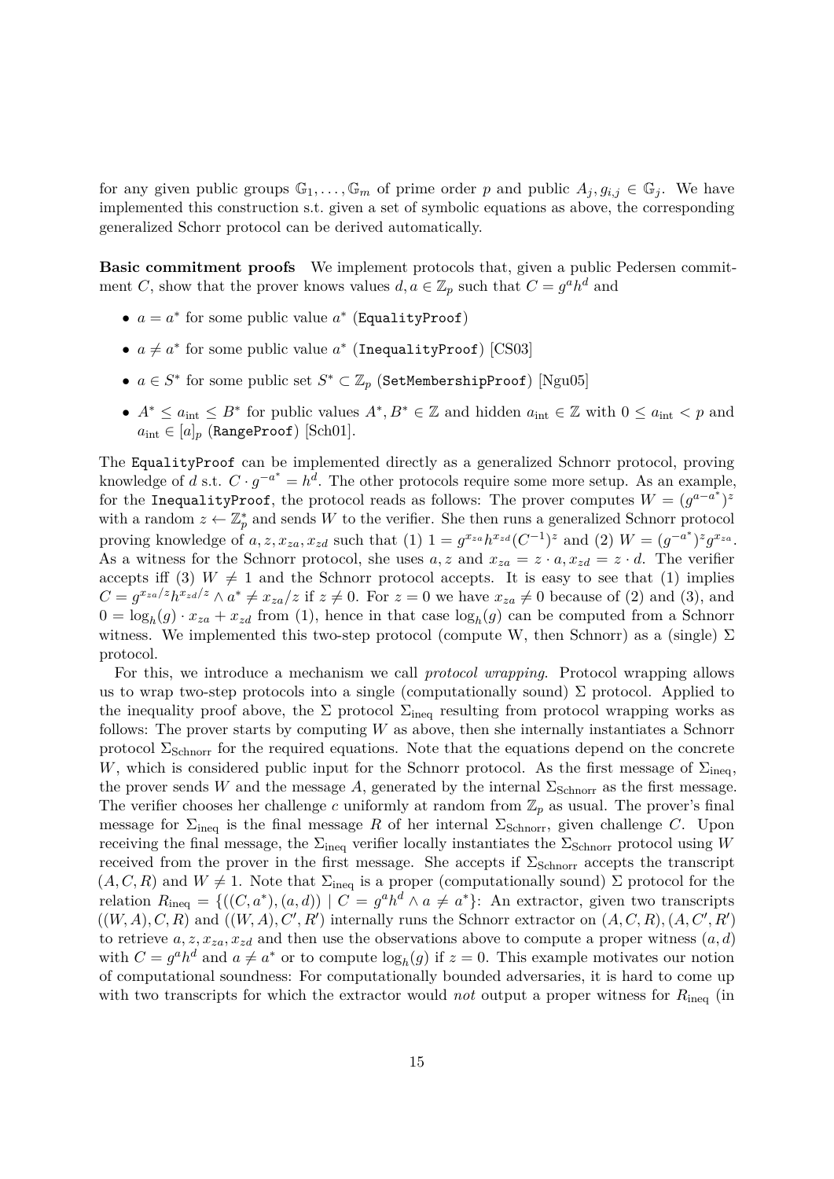for any given public groups $\mathbb{G}_1, \ldots, \mathbb{G}_m$ of prime order $p$ and public $A_j, g_{i,j} \in \mathbb{G}_j$. We have implemented this construction s.t. given a set of symbolic equations as above, the corresponding generalized Schorr protocol can be derived automatically.

**Basic commitment proofs** We implement protocols that, given a public Pedersen commitment $C$, show that the prover knows values $d, a \in \mathbb{Z}_p$ such that $C = g^a h^d$ and

- $a = a^*$ for some public value $a^*$ (`EqualityProof`)
- $a \neq a^*$ for some public value $a^*$ (`InequalityProof`) [CS03]
- $a \in S^*$ for some public set $S^* \subset \mathbb{Z}_p$ (`SetMembershipProof`) [Ngu05]
- $A^* \leq a_{\text{int}} \leq B^*$ for public values $A^*, B^* \in \mathbb{Z}$ and hidden $a_{\text{int}} \in \mathbb{Z}$ with $0 \leq a_{\text{int}} < p$ and $a_{\text{int}} \in [a]_p$ (`RangeProof`) [Sch01].

The `EqualityProof` can be implemented directly as a generalized Schnorr protocol, proving knowledge of $d$ s.t. $C \cdot g^{-a^*} = h^d$. The other protocols require some more setup. As an example, for the `InequalityProof`, the protocol reads as follows: The prover computes $W = (g^{a-a^*})^z$ with a random $z \leftarrow \mathbb{Z}_p^*$ and sends $W$ to the verifier. She then runs a generalized Schnorr protocol proving knowledge of $a, z, x_{za}, x_{zd}$ such that (1) $1 = g^{x_{za}} h^{x_{zd}} (C^{-1})^z$ and (2) $W = (g^{-a^*})^z g^{x_{za}}$. As a witness for the Schnorr protocol, she uses $a, z$ and $x_{za} = z \cdot a, x_{zd} = z \cdot d$. The verifier accepts iff (3) $W \neq 1$ and the Schnorr protocol accepts. It is easy to see that (1) implies $C = g^{x_{za}/z} h^{x_{zd}/z} \wedge a^* \neq x_{za}/z$ if $z \neq 0$. For $z = 0$ we have $x_{za} \neq 0$ because of (2) and (3), and $0 = \log_h(g) \cdot x_{za} + x_{zd}$ from (1), hence in that case $\log_h(g)$ can be computed from a Schnorr witness. We implemented this two-step protocol (compute W, then Schnorr) as a (single) $\Sigma$ protocol.

For this, we introduce a mechanism we call *protocol wrapping*. Protocol wrapping allows us to wrap two-step protocols into a single (computationally sound) $\Sigma$ protocol. Applied to the inequality proof above, the $\Sigma$ protocol $\Sigma_{\text{ineq}}$ resulting from protocol wrapping works as follows: The prover starts by computing $W$ as above, then she internally instantiates a Schnorr protocol $\Sigma_{\text{Schnorr}}$ for the required equations. Note that the equations depend on the concrete $W$, which is considered public input for the Schnorr protocol. As the first message of $\Sigma_{\text{ineq}}$, the prover sends $W$ and the message $A$, generated by the internal $\Sigma_{\text{Schnorr}}$ as the first message. The verifier chooses her challenge $c$ uniformly at random from $\mathbb{Z}_p$ as usual. The prover's final message for $\Sigma_{\text{ineq}}$ is the final message $R$ of her internal $\Sigma_{\text{Schnorr}}$, given challenge $C$. Upon receiving the final message, the $\Sigma_{\text{ineq}}$ verifier locally instantiates the $\Sigma_{\text{Schnorr}}$ protocol using $W$ received from the prover in the first message. She accepts if $\Sigma_{\text{Schnorr}}$ accepts the transcript $(A, C, R)$ and $W \neq 1$. Note that $\Sigma_{\text{ineq}}$ is a proper (computationally sound) $\Sigma$ protocol for the relation $R_{\text{ineq}} = \{((C, a^*), (a, d)) \mid C = g^a h^d \wedge a \neq a^*\}$: An extractor, given two transcripts $((W, A), C, R)$ and $((W, A), C', R')$ internally runs the Schnorr extractor on $(A, C, R), (A, C', R')$ to retrieve $a, z, x_{za}, x_{zd}$ and then use the observations above to compute a proper witness $(a, d)$ with $C = g^a h^d$ and $a \neq a^*$ or to compute $\log_h(g)$ if $z = 0$. This example motivates our notion of computational soundness: For computationally bounded adversaries, it is hard to come up with two transcripts for which the extractor would *not* output a proper witness for $R_{\text{ineq}}$ (in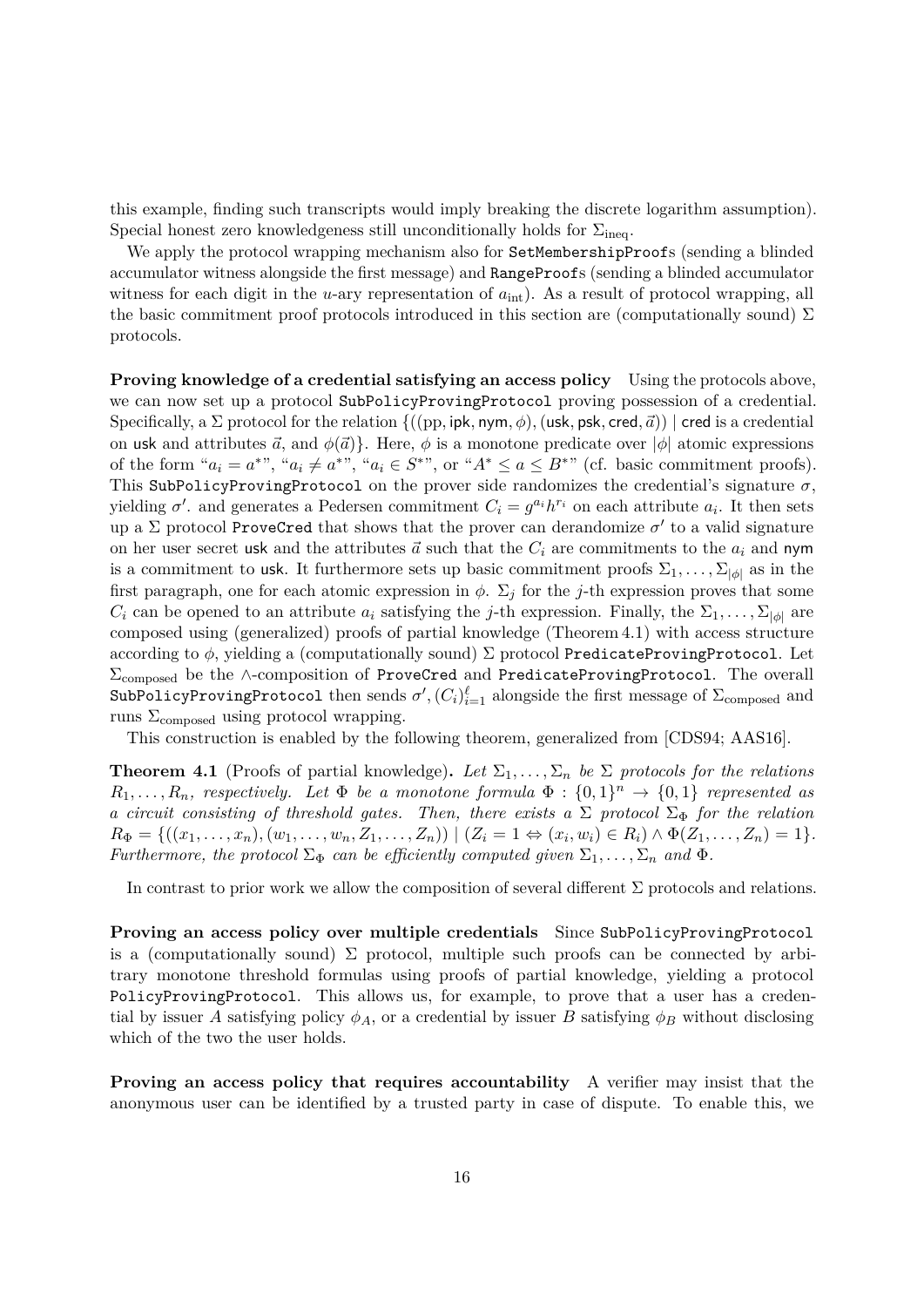this example, finding such transcripts would imply breaking the discrete logarithm assumption). Special honest zero knowledgeness still unconditionally holds for $\Sigma_{\text{ineq}}$.

We apply the protocol wrapping mechanism also for `SetMembershipProof`s (sending a blinded accumulator witness alongside the first message) and `RangeProof`s (sending a blinded accumulator witness for each digit in the $u$-ary representation of $a_{\text{int}}$). As a result of protocol wrapping, all the basic commitment proof protocols introduced in this section are (computationally sound) $\Sigma$ protocols.

**Proving knowledge of a credential satisfying an access policy** Using the protocols above, we can now set up a protocol `SubPolicyProvingProtocol` proving possession of a credential. Specifically, a $\Sigma$ protocol for the relation $\{((\text{pp}, \mathsf{ipk}, \mathsf{nym}, \phi), (\mathsf{usk}, \mathsf{psk}, \mathsf{cred}, \vec{a})) \mid \mathsf{cred}$ is a credential on $\mathsf{usk}$ and attributes $\vec{a}$, and $\phi(\vec{a})\}$. Here, $\phi$ is a monotone predicate over $|\phi|$ atomic expressions of the form "$a_i = a^*$", "$a_i \neq a^*$", "$a_i \in S^*$", or "$A^* \leq a \leq B^*$" (cf. basic commitment proofs). This `SubPolicyProvingProtocol` on the prover side randomizes the credential's signature $\sigma$, yielding $\sigma'$. and generates a Pedersen commitment $C_i = g^{a_i} h^{r_i}$ on each attribute $a_i$. It then sets up a $\Sigma$ protocol `ProveCred` that shows that the prover can derandomize $\sigma'$ to a valid signature on her user secret $\mathsf{usk}$ and the attributes $\vec{a}$ such that the $C_i$ are commitments to the $a_i$ and $\mathsf{nym}$ is a commitment to $\mathsf{usk}$. It furthermore sets up basic commitment proofs $\Sigma_1, \ldots, \Sigma_{|\phi|}$ as in the first paragraph, one for each atomic expression in $\phi$. $\Sigma_j$ for the $j$-th expression proves that some $C_i$ can be opened to an attribute $a_i$ satisfying the $j$-th expression. Finally, the $\Sigma_1, \ldots, \Sigma_{|\phi|}$ are composed using (generalized) proofs of partial knowledge (Theorem 4.1) with access structure according to $\phi$, yielding a (computationally sound) $\Sigma$ protocol `PredicateProvingProtocol`. Let $\Sigma_{\text{composed}}$ be the $\wedge$-composition of `ProveCred` and `PredicateProvingProtocol`. The overall `SubPolicyProvingProtocol` then sends $\sigma', (C_i)_{i=1}^{\ell}$ alongside the first message of $\Sigma_{\text{composed}}$ and runs $\Sigma_{\text{composed}}$ using protocol wrapping.

This construction is enabled by the following theorem, generalized from [CDS94; AAS16].

**Theorem 4.1** (Proofs of partial knowledge)**.** *Let $\Sigma_1, \ldots, \Sigma_n$ be $\Sigma$ protocols for the relations $R_1, \ldots, R_n$, respectively. Let $\Phi$ be a monotone formula $\Phi : \{0,1\}^n \to \{0,1\}$ represented as a circuit consisting of threshold gates. Then, there exists a $\Sigma$ protocol $\Sigma_\Phi$ for the relation $R_\Phi = \{((x_1, \ldots, x_n), (w_1, \ldots, w_n, Z_1, \ldots, Z_n)) \mid (Z_i = 1 \Leftrightarrow (x_i, w_i) \in R_i) \wedge \Phi(Z_1, \ldots, Z_n) = 1\}$. Furthermore, the protocol $\Sigma_\Phi$ can be efficiently computed given $\Sigma_1, \ldots, \Sigma_n$ and $\Phi$.*

In contrast to prior work we allow the composition of several different $\Sigma$ protocols and relations.

**Proving an access policy over multiple credentials** Since `SubPolicyProvingProtocol` is a (computationally sound) $\Sigma$ protocol, multiple such proofs can be connected by arbitrary monotone threshold formulas using proofs of partial knowledge, yielding a protocol `PolicyProvingProtocol`. This allows us, for example, to prove that a user has a credential by issuer $A$ satisfying policy $\phi_A$, or a credential by issuer $B$ satisfying $\phi_B$ without disclosing which of the two the user holds.

**Proving an access policy that requires accountability** A verifier may insist that the anonymous user can be identified by a trusted party in case of dispute. To enable this, we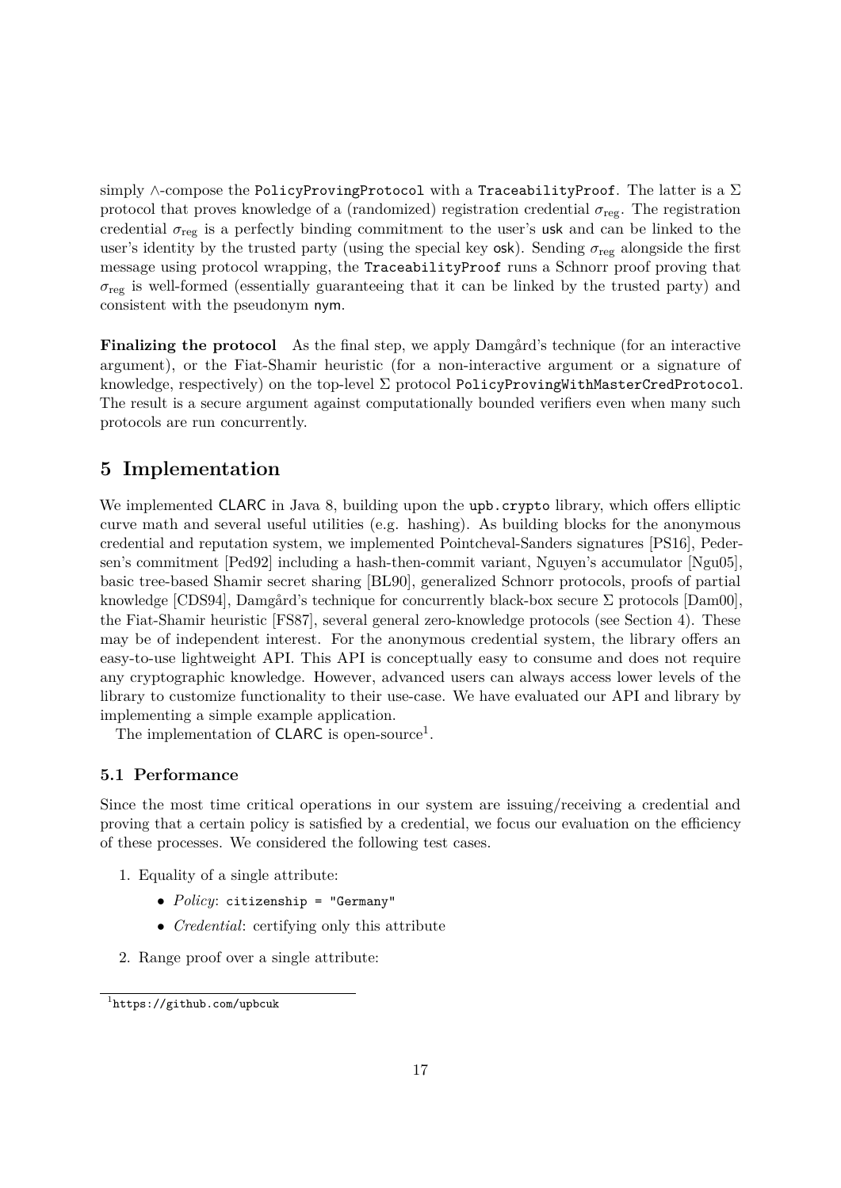simply $\wedge$-compose the `PolicyProvingProtocol` with a `TraceabilityProof`. The latter is a $\Sigma$ protocol that proves knowledge of a (randomized) registration credential $\sigma_{\text{reg}}$. The registration credential $\sigma_{\text{reg}}$ is a perfectly binding commitment to the user's usk and can be linked to the user's identity by the trusted party (using the special key osk). Sending $\sigma_{\text{reg}}$ alongside the first message using protocol wrapping, the `TraceabilityProof` runs a Schnorr proof proving that $\sigma_{\text{reg}}$ is well-formed (essentially guaranteeing that it can be linked by the trusted party) and consistent with the pseudonym nym.

**Finalizing the protocol** As the final step, we apply Damgård's technique (for an interactive argument), or the Fiat-Shamir heuristic (for a non-interactive argument or a signature of knowledge, respectively) on the top-level $\Sigma$ protocol `PolicyProvingWithMasterCredProtocol`. The result is a secure argument against computationally bounded verifiers even when many such protocols are run concurrently.

# 5 Implementation

We implemented CLARC in Java 8, building upon the `upb.crypto` library, which offers elliptic curve math and several useful utilities (e.g. hashing). As building blocks for the anonymous credential and reputation system, we implemented Pointcheval-Sanders signatures [PS16], Pedersen's commitment [Ped92] including a hash-then-commit variant, Nguyen's accumulator [Ngu05], basic tree-based Shamir secret sharing [BL90], generalized Schnorr protocols, proofs of partial knowledge [CDS94], Damgård's technique for concurrently black-box secure $\Sigma$ protocols [Dam00], the Fiat-Shamir heuristic [FS87], several general zero-knowledge protocols (see Section 4). These may be of independent interest. For the anonymous credential system, the library offers an easy-to-use lightweight API. This API is conceptually easy to consume and does not require any cryptographic knowledge. However, advanced users can always access lower levels of the library to customize functionality to their use-case. We have evaluated our API and library by implementing a simple example application.

The implementation of CLARC is open-source[1].

## 5.1 Performance

Since the most time critical operations in our system are issuing/receiving a credential and proving that a certain policy is satisfied by a credential, we focus our evaluation on the efficiency of these processes. We considered the following test cases.

1. Equality of a single attribute:
   - *Policy*: `citizenship = "Germany"`
   - *Credential*: certifying only this attribute
2. Range proof over a single attribute:

[1] `https://github.com/upbcuk`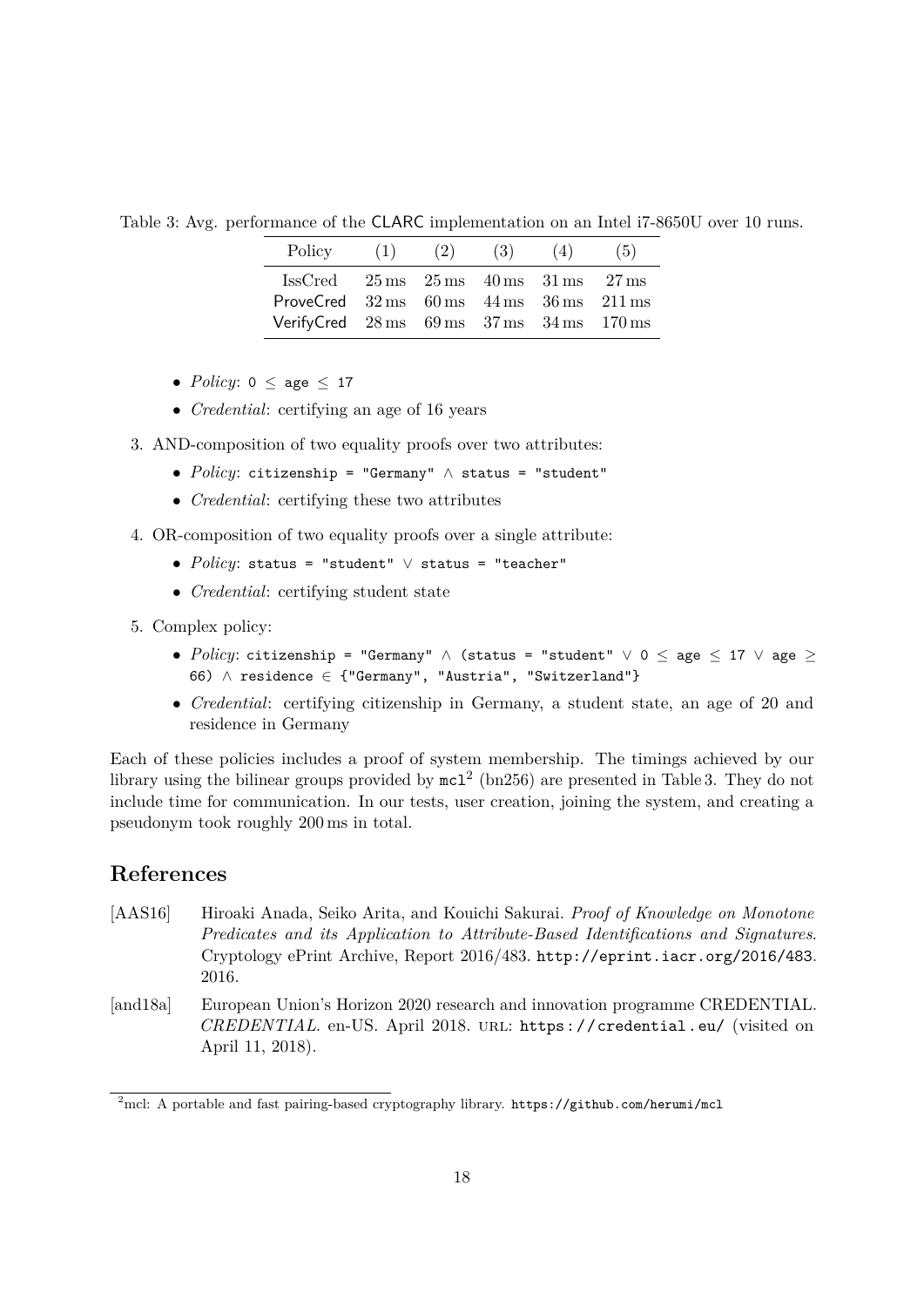Table 3: Avg. performance of the CLARC implementation on an Intel i7-8650U over 10 runs.

| Policy | (1) | (2) | (3) | (4) | (5) |
|---|---|---|---|---|---|
| IssCred | 25 ms | 25 ms | 40 ms | 31 ms | 27 ms |
| ProveCred | 32 ms | 60 ms | 44 ms | 36 ms | 211 ms |
| VerifyCred | 28 ms | 69 ms | 37 ms | 34 ms | 170 ms |

- *Policy*: `0` $\leq$ `age` $\leq$ `17`
- *Credential*: certifying an age of 16 years

3. AND-composition of two equality proofs over two attributes:
   - *Policy*: `citizenship = "Germany"` $\wedge$ `status = "student"`
   - *Credential*: certifying these two attributes
4. OR-composition of two equality proofs over a single attribute:
   - *Policy*: `status = "student"` $\vee$ `status = "teacher"`
   - *Credential*: certifying student state
5. Complex policy:
   - *Policy*: `citizenship = "Germany"` $\wedge$ `(status = "student"` $\vee$ `0` $\leq$ `age` $\leq$ `17` $\vee$ `age` $\geq$ `66)` $\wedge$ `residence` $\in$ `{"Germany", "Austria", "Switzerland"}`
   - *Credential*: certifying citizenship in Germany, a student state, an age of 20 and residence in Germany

Each of these policies includes a proof of system membership. The timings achieved by our library using the bilinear groups provided by `mcl`[2] (bn256) are presented in Table 3. They do not include time for communication. In our tests, user creation, joining the system, and creating a pseudonym took roughly 200 ms in total.

## References

[AAS16] Hiroaki Anada, Seiko Arita, and Kouichi Sakurai. *Proof of Knowledge on Monotone Predicates and its Application to Attribute-Based Identifications and Signatures*. Cryptology ePrint Archive, Report 2016/483. http://eprint.iacr.org/2016/483. 2016.

[and18a] European Union's Horizon 2020 research and innovation programme CREDENTIAL. *CREDENTIAL*. en-US. April 2018. URL: https://credential.eu/ (visited on April 11, 2018).

[2] mcl: A portable and fast pairing-based cryptography library. https://github.com/herumi/mcl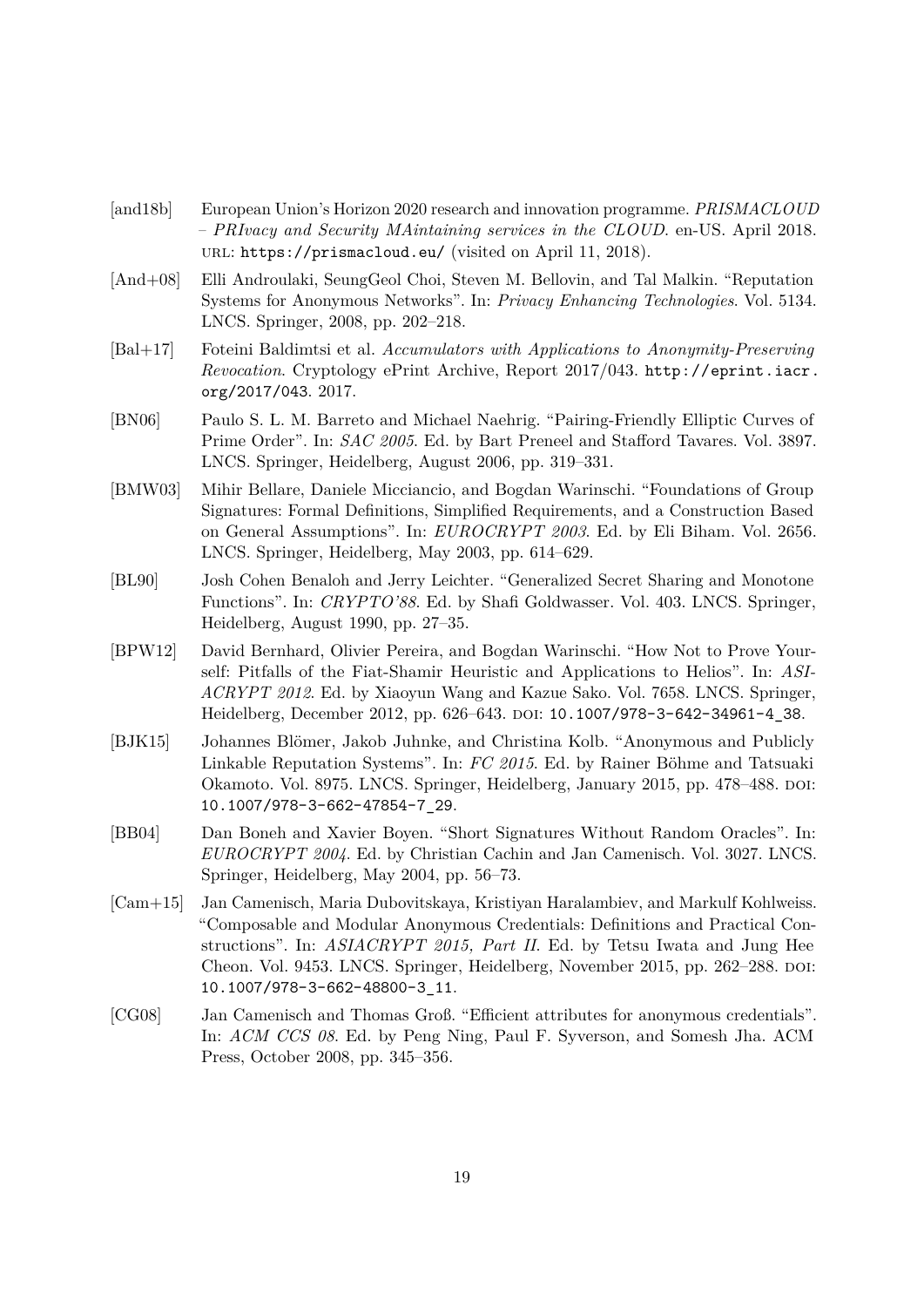[and18b] European Union's Horizon 2020 research and innovation programme. *PRISMACLOUD – PRIvacy and Security MAintaining services in the CLOUD*. en-US. April 2018. URL: https://prismacloud.eu/ (visited on April 11, 2018).

[And+08] Elli Androulaki, SeungGeol Choi, Steven M. Bellovin, and Tal Malkin. "Reputation Systems for Anonymous Networks". In: *Privacy Enhancing Technologies*. Vol. 5134. LNCS. Springer, 2008, pp. 202–218.

[Bal+17] Foteini Baldimtsi et al. *Accumulators with Applications to Anonymity-Preserving Revocation*. Cryptology ePrint Archive, Report 2017/043. http://eprint.iacr.org/2017/043. 2017.

[BN06] Paulo S. L. M. Barreto and Michael Naehrig. "Pairing-Friendly Elliptic Curves of Prime Order". In: *SAC 2005*. Ed. by Bart Preneel and Stafford Tavares. Vol. 3897. LNCS. Springer, Heidelberg, August 2006, pp. 319–331.

[BMW03] Mihir Bellare, Daniele Micciancio, and Bogdan Warinschi. "Foundations of Group Signatures: Formal Definitions, Simplified Requirements, and a Construction Based on General Assumptions". In: *EUROCRYPT 2003*. Ed. by Eli Biham. Vol. 2656. LNCS. Springer, Heidelberg, May 2003, pp. 614–629.

[BL90] Josh Cohen Benaloh and Jerry Leichter. "Generalized Secret Sharing and Monotone Functions". In: *CRYPTO'88*. Ed. by Shafi Goldwasser. Vol. 403. LNCS. Springer, Heidelberg, August 1990, pp. 27–35.

[BPW12] David Bernhard, Olivier Pereira, and Bogdan Warinschi. "How Not to Prove Yourself: Pitfalls of the Fiat-Shamir Heuristic and Applications to Helios". In: *ASIACRYPT 2012*. Ed. by Xiaoyun Wang and Kazue Sako. Vol. 7658. LNCS. Springer, Heidelberg, December 2012, pp. 626–643. DOI: 10.1007/978-3-642-34961-4_38.

[BJK15] Johannes Blömer, Jakob Juhnke, and Christina Kolb. "Anonymous and Publicly Linkable Reputation Systems". In: *FC 2015*. Ed. by Rainer Böhme and Tatsuaki Okamoto. Vol. 8975. LNCS. Springer, Heidelberg, January 2015, pp. 478–488. DOI: 10.1007/978-3-662-47854-7_29.

[BB04] Dan Boneh and Xavier Boyen. "Short Signatures Without Random Oracles". In: *EUROCRYPT 2004*. Ed. by Christian Cachin and Jan Camenisch. Vol. 3027. LNCS. Springer, Heidelberg, May 2004, pp. 56–73.

[Cam+15] Jan Camenisch, Maria Dubovitskaya, Kristiyan Haralambiev, and Markulf Kohlweiss. "Composable and Modular Anonymous Credentials: Definitions and Practical Constructions". In: *ASIACRYPT 2015, Part II*. Ed. by Tetsu Iwata and Jung Hee Cheon. Vol. 9453. LNCS. Springer, Heidelberg, November 2015, pp. 262–288. DOI: 10.1007/978-3-662-48800-3_11.

[CG08] Jan Camenisch and Thomas Groß. "Efficient attributes for anonymous credentials". In: *ACM CCS 08*. Ed. by Peng Ning, Paul F. Syverson, and Somesh Jha. ACM Press, October 2008, pp. 345–356.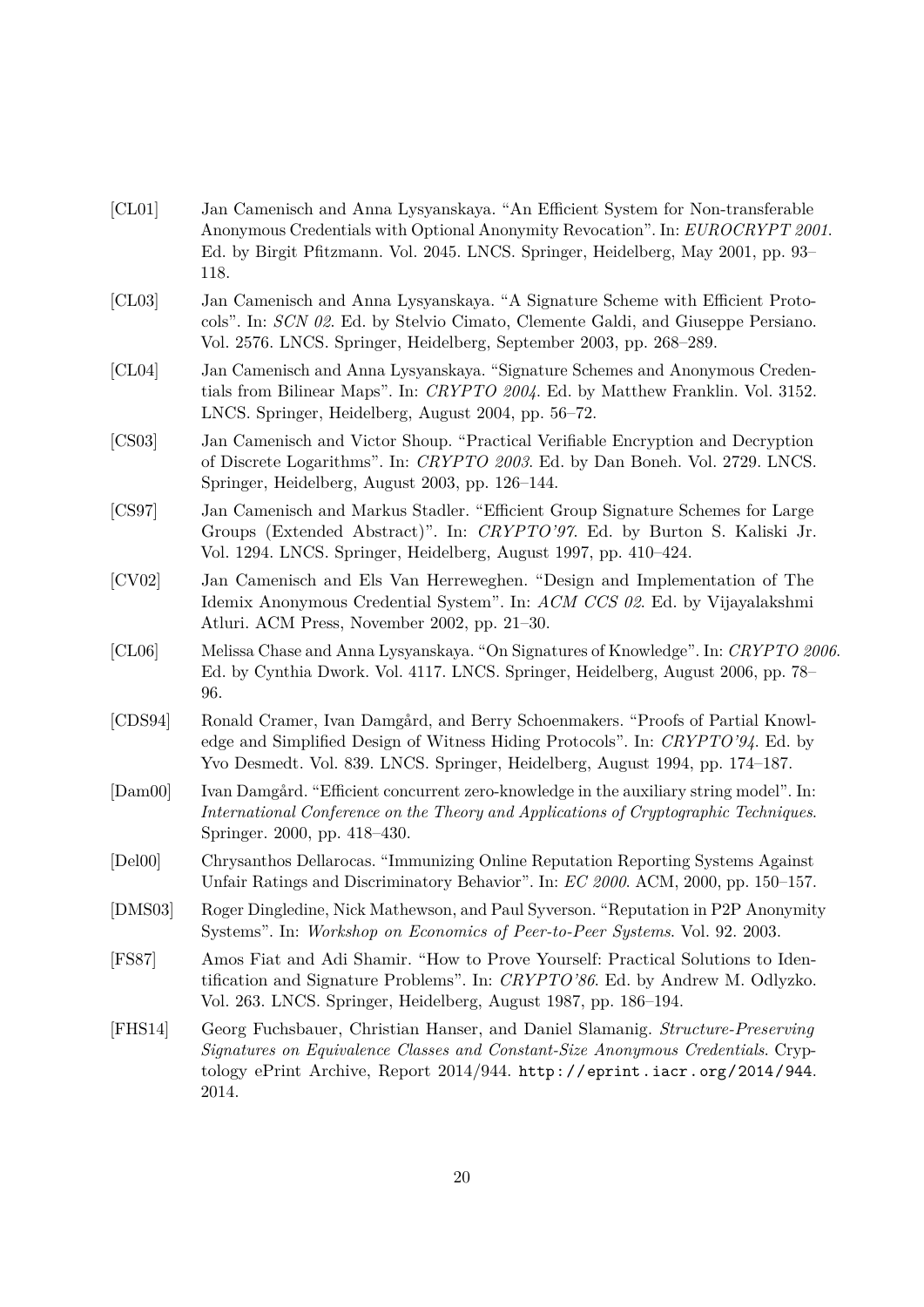[CL01] Jan Camenisch and Anna Lysyanskaya. "An Efficient System for Non-transferable Anonymous Credentials with Optional Anonymity Revocation". In: *EUROCRYPT 2001*. Ed. by Birgit Pfitzmann. Vol. 2045. LNCS. Springer, Heidelberg, May 2001, pp. 93–118.

[CL03] Jan Camenisch and Anna Lysyanskaya. "A Signature Scheme with Efficient Protocols". In: *SCN 02*. Ed. by Stelvio Cimato, Clemente Galdi, and Giuseppe Persiano. Vol. 2576. LNCS. Springer, Heidelberg, September 2003, pp. 268–289.

[CL04] Jan Camenisch and Anna Lysyanskaya. "Signature Schemes and Anonymous Credentials from Bilinear Maps". In: *CRYPTO 2004*. Ed. by Matthew Franklin. Vol. 3152. LNCS. Springer, Heidelberg, August 2004, pp. 56–72.

[CS03] Jan Camenisch and Victor Shoup. "Practical Verifiable Encryption and Decryption of Discrete Logarithms". In: *CRYPTO 2003*. Ed. by Dan Boneh. Vol. 2729. LNCS. Springer, Heidelberg, August 2003, pp. 126–144.

[CS97] Jan Camenisch and Markus Stadler. "Efficient Group Signature Schemes for Large Groups (Extended Abstract)". In: *CRYPTO'97*. Ed. by Burton S. Kaliski Jr. Vol. 1294. LNCS. Springer, Heidelberg, August 1997, pp. 410–424.

[CV02] Jan Camenisch and Els Van Herreweghen. "Design and Implementation of The Idemix Anonymous Credential System". In: *ACM CCS 02*. Ed. by Vijayalakshmi Atluri. ACM Press, November 2002, pp. 21–30.

[CL06] Melissa Chase and Anna Lysyanskaya. "On Signatures of Knowledge". In: *CRYPTO 2006*. Ed. by Cynthia Dwork. Vol. 4117. LNCS. Springer, Heidelberg, August 2006, pp. 78–96.

[CDS94] Ronald Cramer, Ivan Damgård, and Berry Schoenmakers. "Proofs of Partial Knowledge and Simplified Design of Witness Hiding Protocols". In: *CRYPTO'94*. Ed. by Yvo Desmedt. Vol. 839. LNCS. Springer, Heidelberg, August 1994, pp. 174–187.

[Dam00] Ivan Damgård. "Efficient concurrent zero-knowledge in the auxiliary string model". In: *International Conference on the Theory and Applications of Cryptographic Techniques*. Springer. 2000, pp. 418–430.

[Del00] Chrysanthos Dellarocas. "Immunizing Online Reputation Reporting Systems Against Unfair Ratings and Discriminatory Behavior". In: *EC 2000*. ACM, 2000, pp. 150–157.

[DMS03] Roger Dingledine, Nick Mathewson, and Paul Syverson. "Reputation in P2P Anonymity Systems". In: *Workshop on Economics of Peer-to-Peer Systems*. Vol. 92. 2003.

[FS87] Amos Fiat and Adi Shamir. "How to Prove Yourself: Practical Solutions to Identification and Signature Problems". In: *CRYPTO'86*. Ed. by Andrew M. Odlyzko. Vol. 263. LNCS. Springer, Heidelberg, August 1987, pp. 186–194.

[FHS14] Georg Fuchsbauer, Christian Hanser, and Daniel Slamanig. *Structure-Preserving Signatures on Equivalence Classes and Constant-Size Anonymous Credentials*. Cryptology ePrint Archive, Report 2014/944. http://eprint.iacr.org/2014/944. 2014.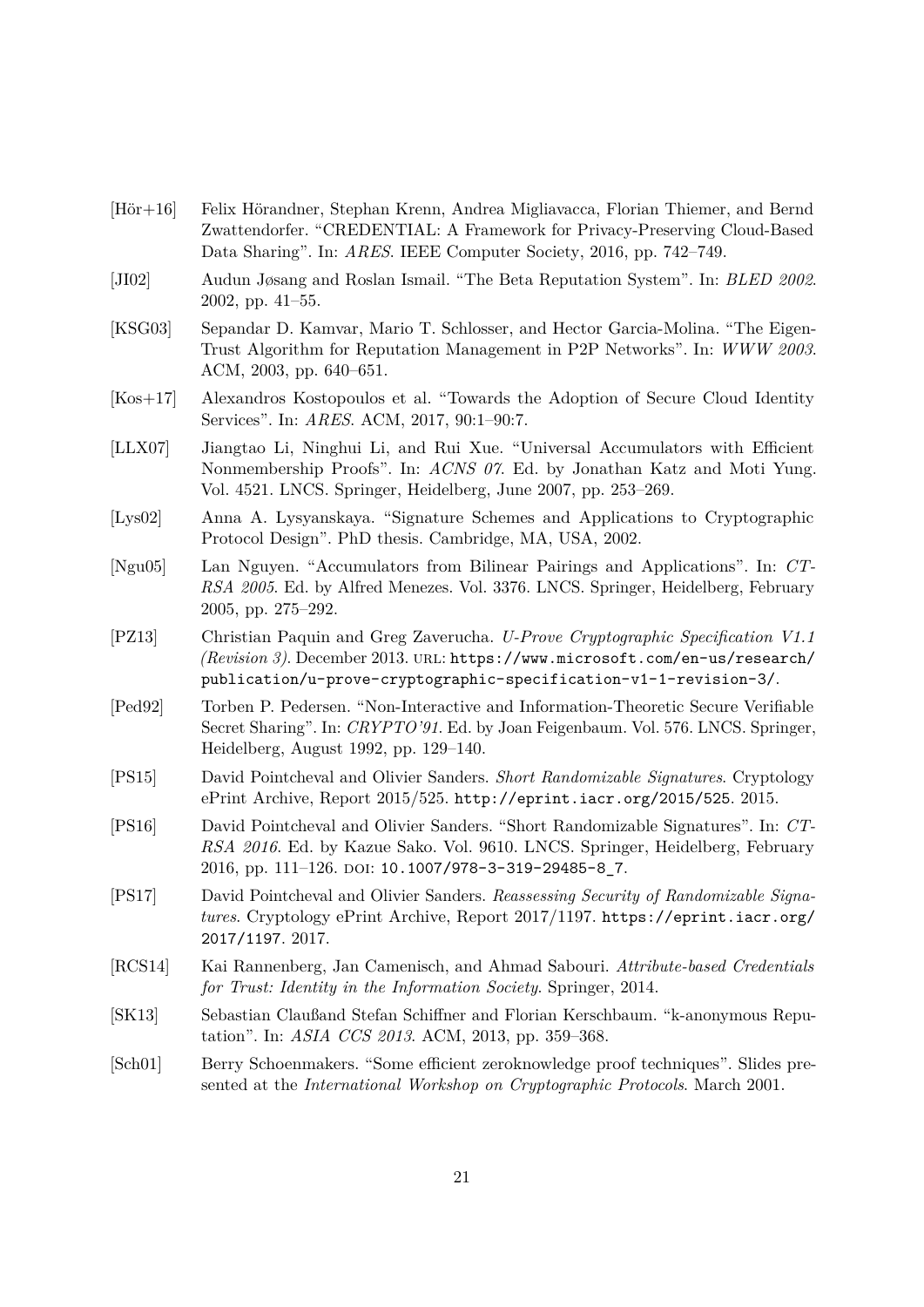[Hör+16] Felix Hörandner, Stephan Krenn, Andrea Migliavacca, Florian Thiemer, and Bernd Zwattendorfer. "CREDENTIAL: A Framework for Privacy-Preserving Cloud-Based Data Sharing". In: *ARES*. IEEE Computer Society, 2016, pp. 742–749.

[JI02] Audun Jøsang and Roslan Ismail. "The Beta Reputation System". In: *BLED 2002*. 2002, pp. 41–55.

[KSG03] Sepandar D. Kamvar, Mario T. Schlosser, and Hector Garcia-Molina. "The EigenTrust Algorithm for Reputation Management in P2P Networks". In: *WWW 2003*. ACM, 2003, pp. 640–651.

[Kos+17] Alexandros Kostopoulos et al. "Towards the Adoption of Secure Cloud Identity Services". In: *ARES*. ACM, 2017, 90:1–90:7.

[LLX07] Jiangtao Li, Ninghui Li, and Rui Xue. "Universal Accumulators with Efficient Nonmembership Proofs". In: *ACNS 07*. Ed. by Jonathan Katz and Moti Yung. Vol. 4521. LNCS. Springer, Heidelberg, June 2007, pp. 253–269.

[Lys02] Anna A. Lysyanskaya. "Signature Schemes and Applications to Cryptographic Protocol Design". PhD thesis. Cambridge, MA, USA, 2002.

[Ngu05] Lan Nguyen. "Accumulators from Bilinear Pairings and Applications". In: *CT-RSA 2005*. Ed. by Alfred Menezes. Vol. 3376. LNCS. Springer, Heidelberg, February 2005, pp. 275–292.

[PZ13] Christian Paquin and Greg Zaverucha. *U-Prove Cryptographic Specification V1.1 (Revision 3)*. December 2013. URL: https://www.microsoft.com/en-us/research/publication/u-prove-cryptographic-specification-v1-1-revision-3/.

[Ped92] Torben P. Pedersen. "Non-Interactive and Information-Theoretic Secure Verifiable Secret Sharing". In: *CRYPTO'91*. Ed. by Joan Feigenbaum. Vol. 576. LNCS. Springer, Heidelberg, August 1992, pp. 129–140.

[PS15] David Pointcheval and Olivier Sanders. *Short Randomizable Signatures*. Cryptology ePrint Archive, Report 2015/525. http://eprint.iacr.org/2015/525. 2015.

[PS16] David Pointcheval and Olivier Sanders. "Short Randomizable Signatures". In: *CT-RSA 2016*. Ed. by Kazue Sako. Vol. 9610. LNCS. Springer, Heidelberg, February 2016, pp. 111–126. DOI: 10.1007/978-3-319-29485-8_7.

[PS17] David Pointcheval and Olivier Sanders. *Reassessing Security of Randomizable Signatures*. Cryptology ePrint Archive, Report 2017/1197. https://eprint.iacr.org/2017/1197. 2017.

[RCS14] Kai Rannenberg, Jan Camenisch, and Ahmad Sabouri. *Attribute-based Credentials for Trust: Identity in the Information Society*. Springer, 2014.

[SK13] Sebastian Claußand Stefan Schiffner and Florian Kerschbaum. "k-anonymous Reputation". In: *ASIA CCS 2013*. ACM, 2013, pp. 359–368.

[Sch01] Berry Schoenmakers. "Some efficient zeroknowledge proof techniques". Slides presented at the *International Workshop on Cryptographic Protocols*. March 2001.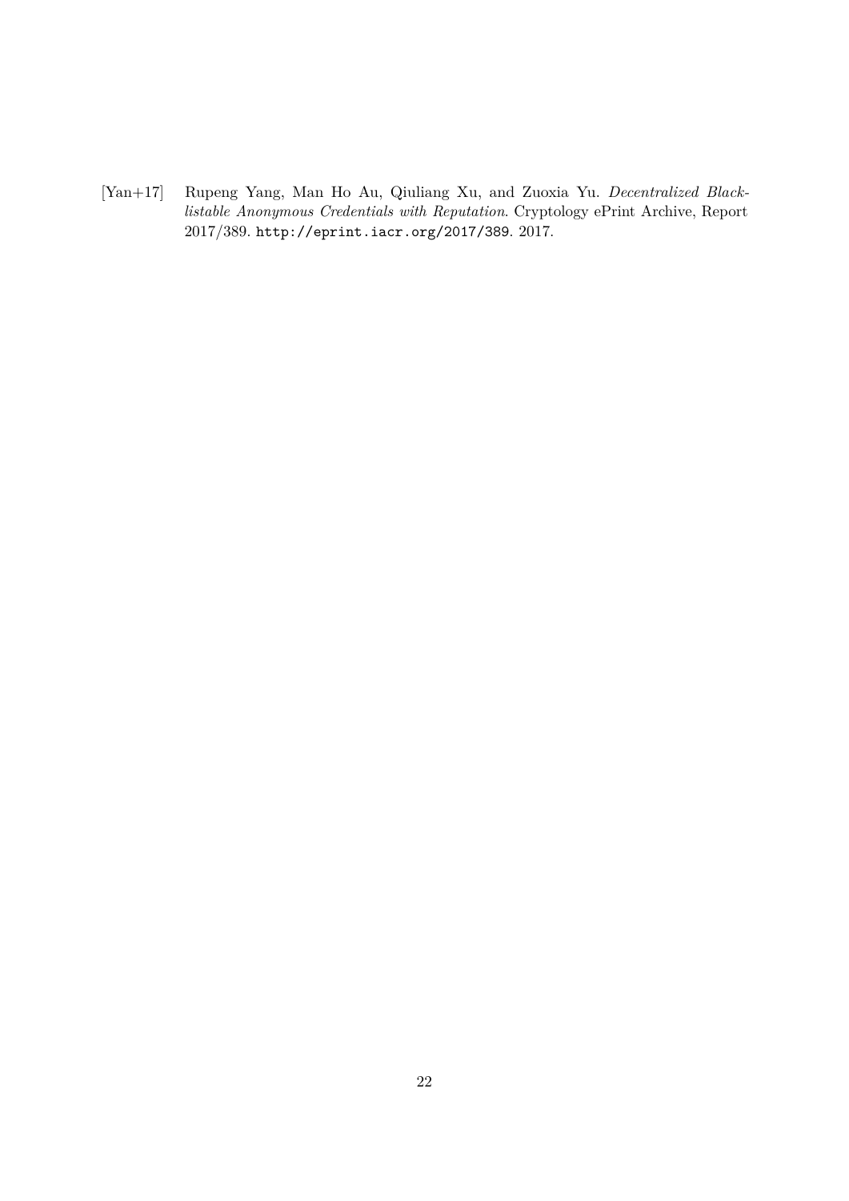[Yan+17] Rupeng Yang, Man Ho Au, Qiuliang Xu, and Zuoxia Yu. *Decentralized Blacklistable Anonymous Credentials with Reputation*. Cryptology ePrint Archive, Report 2017/389. `http://eprint.iacr.org/2017/389`. 2017.